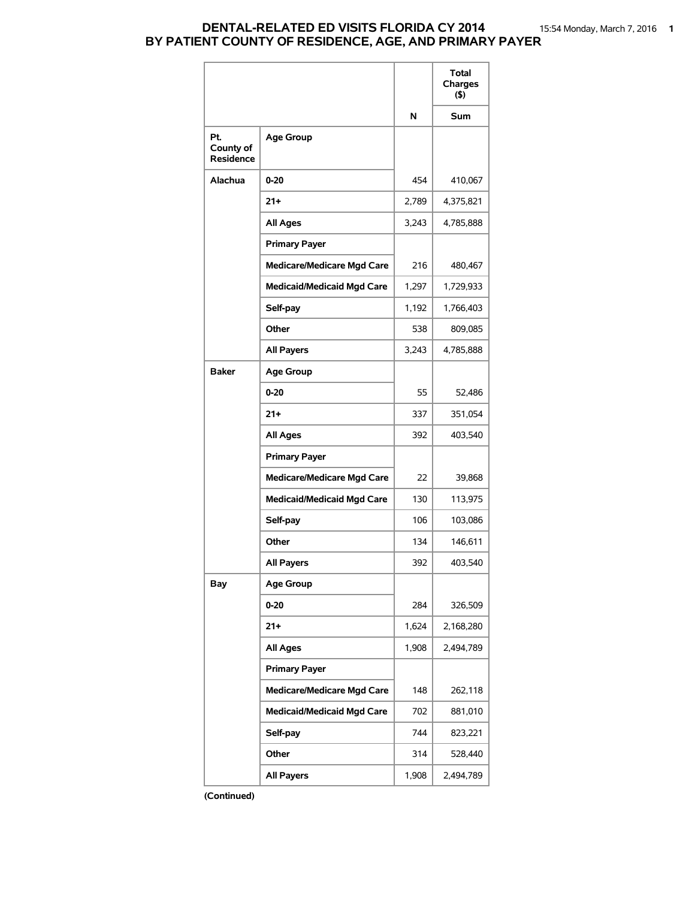# DENTAL-RELATED ED VISITS FLORIDA CY 2014
## BY PATIENT COUNTY OF RESIDENCE, AGE, AND PRIMARY PAYER

| | | | Total Charges ($) |
|---|---|---|---|
| | | N | Sum |
| Pt. County of Residence | Age Group | | |
| Alachua | 0-20 | 454 | 410,067 |
| | 21+ | 2,789 | 4,375,821 |
| | All Ages | 3,243 | 4,785,888 |
| | Primary Payer | | |
| | Medicare/Medicare Mgd Care | 216 | 480,467 |
| | Medicaid/Medicaid Mgd Care | 1,297 | 1,729,933 |
| | Self-pay | 1,192 | 1,766,403 |
| | Other | 538 | 809,085 |
| | All Payers | 3,243 | 4,785,888 |
| Baker | Age Group | | |
| | 0-20 | 55 | 52,486 |
| | 21+ | 337 | 351,054 |
| | All Ages | 392 | 403,540 |
| | Primary Payer | | |
| | Medicare/Medicare Mgd Care | 22 | 39,868 |
| | Medicaid/Medicaid Mgd Care | 130 | 113,975 |
| | Self-pay | 106 | 103,086 |
| | Other | 134 | 146,611 |
| | All Payers | 392 | 403,540 |
| Bay | Age Group | | |
| | 0-20 | 284 | 326,509 |
| | 21+ | 1,624 | 2,168,280 |
| | All Ages | 1,908 | 2,494,789 |
| | Primary Payer | | |
| | Medicare/Medicare Mgd Care | 148 | 262,118 |
| | Medicaid/Medicaid Mgd Care | 702 | 881,010 |
| | Self-pay | 744 | 823,221 |
| | Other | 314 | 528,440 |
| | All Payers | 1,908 | 2,494,789 |

**(Continued)**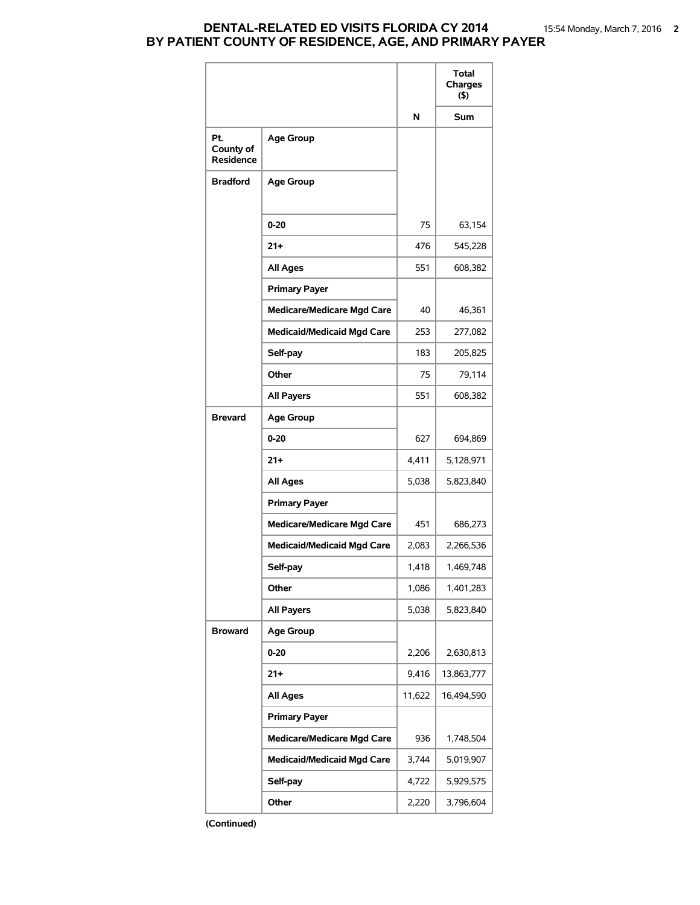# DENTAL-RELATED ED VISITS FLORIDA CY 2014
## BY PATIENT COUNTY OF RESIDENCE, AGE, AND PRIMARY PAYER

| | | | Total Charges ($) |
|---|---|---|---|
| | | N | Sum |
| Pt. County of Residence | Age Group | | |
| Bradford | Age Group | | |
| | 0-20 | 75 | 63,154 |
| | 21+ | 476 | 545,228 |
| | All Ages | 551 | 608,382 |
| | Primary Payer | | |
| | Medicare/Medicare Mgd Care | 40 | 46,361 |
| | Medicaid/Medicaid Mgd Care | 253 | 277,082 |
| | Self-pay | 183 | 205,825 |
| | Other | 75 | 79,114 |
| | All Payers | 551 | 608,382 |
| Brevard | Age Group | | |
| | 0-20 | 627 | 694,869 |
| | 21+ | 4,411 | 5,128,971 |
| | All Ages | 5,038 | 5,823,840 |
| | Primary Payer | | |
| | Medicare/Medicare Mgd Care | 451 | 686,273 |
| | Medicaid/Medicaid Mgd Care | 2,083 | 2,266,536 |
| | Self-pay | 1,418 | 1,469,748 |
| | Other | 1,086 | 1,401,283 |
| | All Payers | 5,038 | 5,823,840 |
| Broward | Age Group | | |
| | 0-20 | 2,206 | 2,630,813 |
| | 21+ | 9,416 | 13,863,777 |
| | All Ages | 11,622 | 16,494,590 |
| | Primary Payer | | |
| | Medicare/Medicare Mgd Care | 936 | 1,748,504 |
| | Medicaid/Medicaid Mgd Care | 3,744 | 5,019,907 |
| | Self-pay | 4,722 | 5,929,575 |
| | Other | 2,220 | 3,796,604 |

**(Continued)**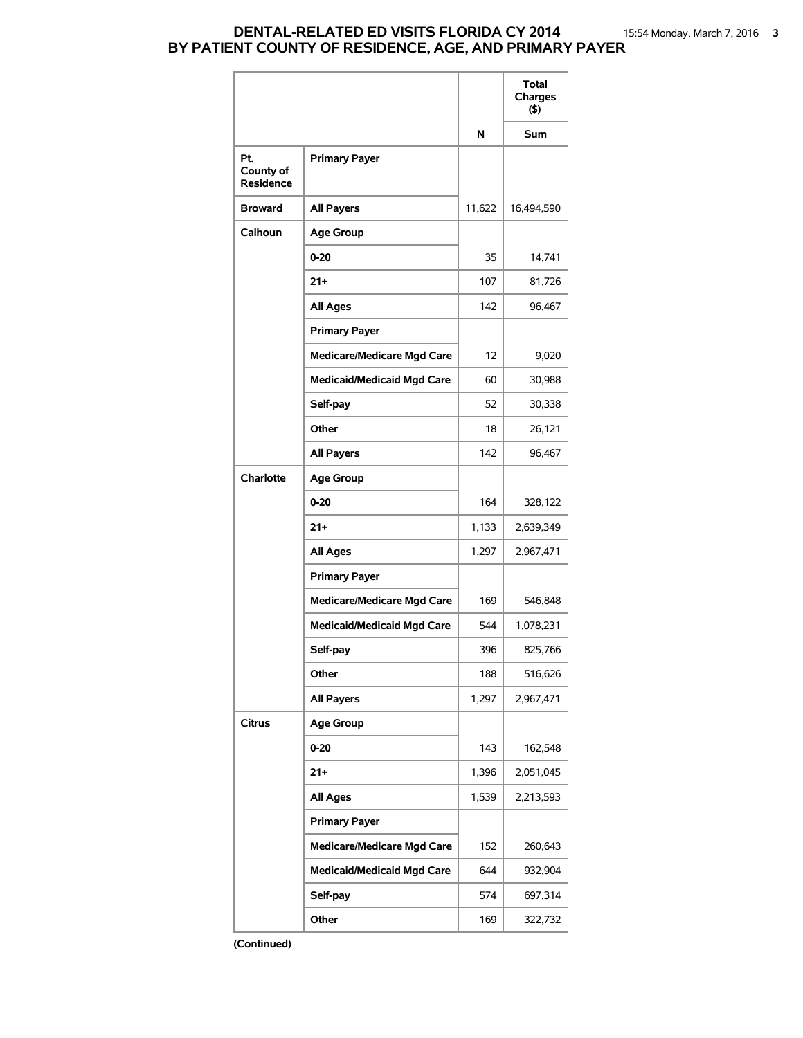# DENTAL-RELATED ED VISITS FLORIDA CY 2014
# BY PATIENT COUNTY OF RESIDENCE, AGE, AND PRIMARY PAYER

| | | N | Total Charges ($) Sum |
|---|---|---|---|
| Pt. County of Residence | Primary Payer | | |
| Broward | All Payers | 11,622 | 16,494,590 |
| Calhoun | Age Group | | |
| | 0-20 | 35 | 14,741 |
| | 21+ | 107 | 81,726 |
| | All Ages | 142 | 96,467 |
| | Primary Payer | | |
| | Medicare/Medicare Mgd Care | 12 | 9,020 |
| | Medicaid/Medicaid Mgd Care | 60 | 30,988 |
| | Self-pay | 52 | 30,338 |
| | Other | 18 | 26,121 |
| | All Payers | 142 | 96,467 |
| Charlotte | Age Group | | |
| | 0-20 | 164 | 328,122 |
| | 21+ | 1,133 | 2,639,349 |
| | All Ages | 1,297 | 2,967,471 |
| | Primary Payer | | |
| | Medicare/Medicare Mgd Care | 169 | 546,848 |
| | Medicaid/Medicaid Mgd Care | 544 | 1,078,231 |
| | Self-pay | 396 | 825,766 |
| | Other | 188 | 516,626 |
| | All Payers | 1,297 | 2,967,471 |
| Citrus | Age Group | | |
| | 0-20 | 143 | 162,548 |
| | 21+ | 1,396 | 2,051,045 |
| | All Ages | 1,539 | 2,213,593 |
| | Primary Payer | | |
| | Medicare/Medicare Mgd Care | 152 | 260,643 |
| | Medicaid/Medicaid Mgd Care | 644 | 932,904 |
| | Self-pay | 574 | 697,314 |
| | Other | 169 | 322,732 |

**(Continued)**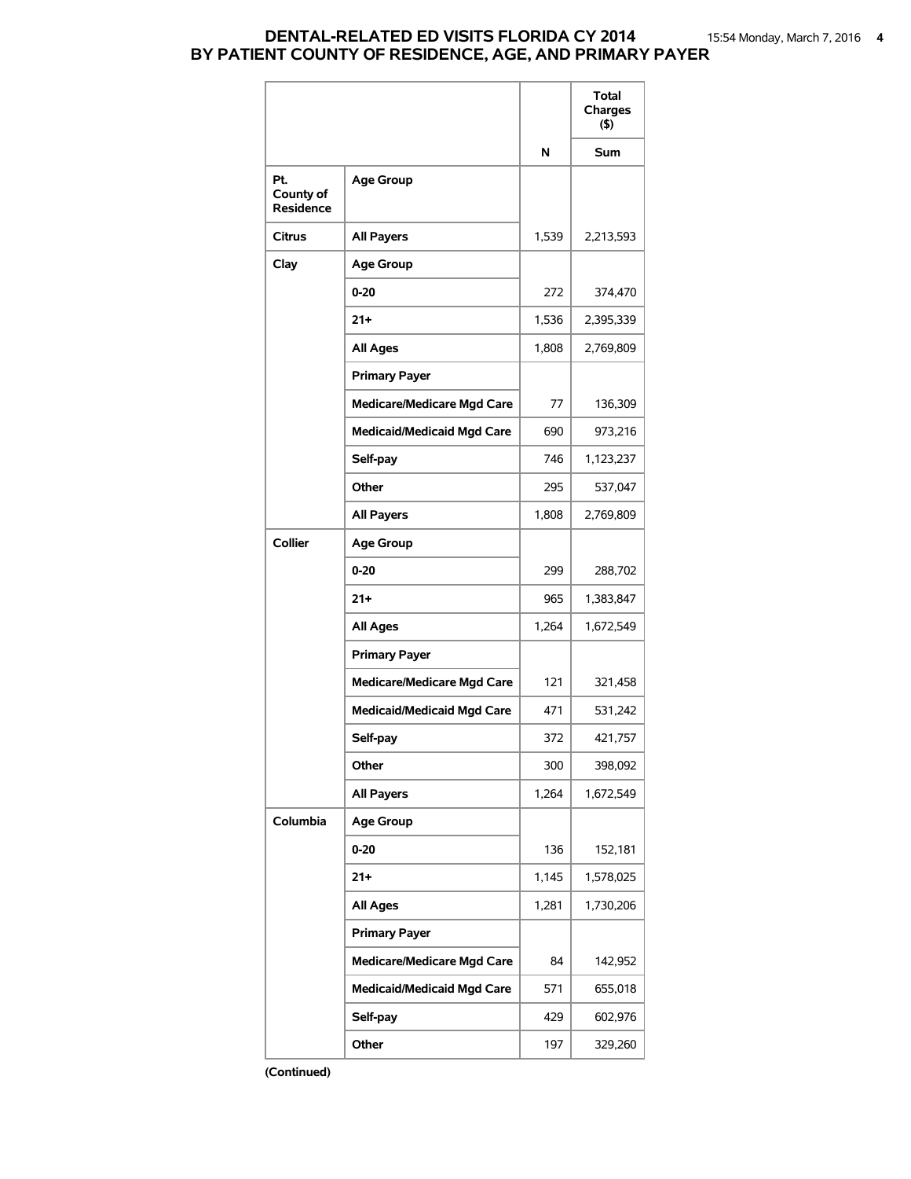# DENTAL-RELATED ED VISITS FLORIDA CY 2014
## BY PATIENT COUNTY OF RESIDENCE, AGE, AND PRIMARY PAYER

| | | | Total Charges ($) |
|---|---|---|---|
| | | N | Sum |
| Pt. County of Residence | Age Group | | |
| Citrus | All Payers | 1,539 | 2,213,593 |
| Clay | Age Group | | |
| | 0-20 | 272 | 374,470 |
| | 21+ | 1,536 | 2,395,339 |
| | All Ages | 1,808 | 2,769,809 |
| | Primary Payer | | |
| | Medicare/Medicare Mgd Care | 77 | 136,309 |
| | Medicaid/Medicaid Mgd Care | 690 | 973,216 |
| | Self-pay | 746 | 1,123,237 |
| | Other | 295 | 537,047 |
| | All Payers | 1,808 | 2,769,809 |
| Collier | Age Group | | |
| | 0-20 | 299 | 288,702 |
| | 21+ | 965 | 1,383,847 |
| | All Ages | 1,264 | 1,672,549 |
| | Primary Payer | | |
| | Medicare/Medicare Mgd Care | 121 | 321,458 |
| | Medicaid/Medicaid Mgd Care | 471 | 531,242 |
| | Self-pay | 372 | 421,757 |
| | Other | 300 | 398,092 |
| | All Payers | 1,264 | 1,672,549 |
| Columbia | Age Group | | |
| | 0-20 | 136 | 152,181 |
| | 21+ | 1,145 | 1,578,025 |
| | All Ages | 1,281 | 1,730,206 |
| | Primary Payer | | |
| | Medicare/Medicare Mgd Care | 84 | 142,952 |
| | Medicaid/Medicaid Mgd Care | 571 | 655,018 |
| | Self-pay | 429 | 602,976 |
| | Other | 197 | 329,260 |

**(Continued)**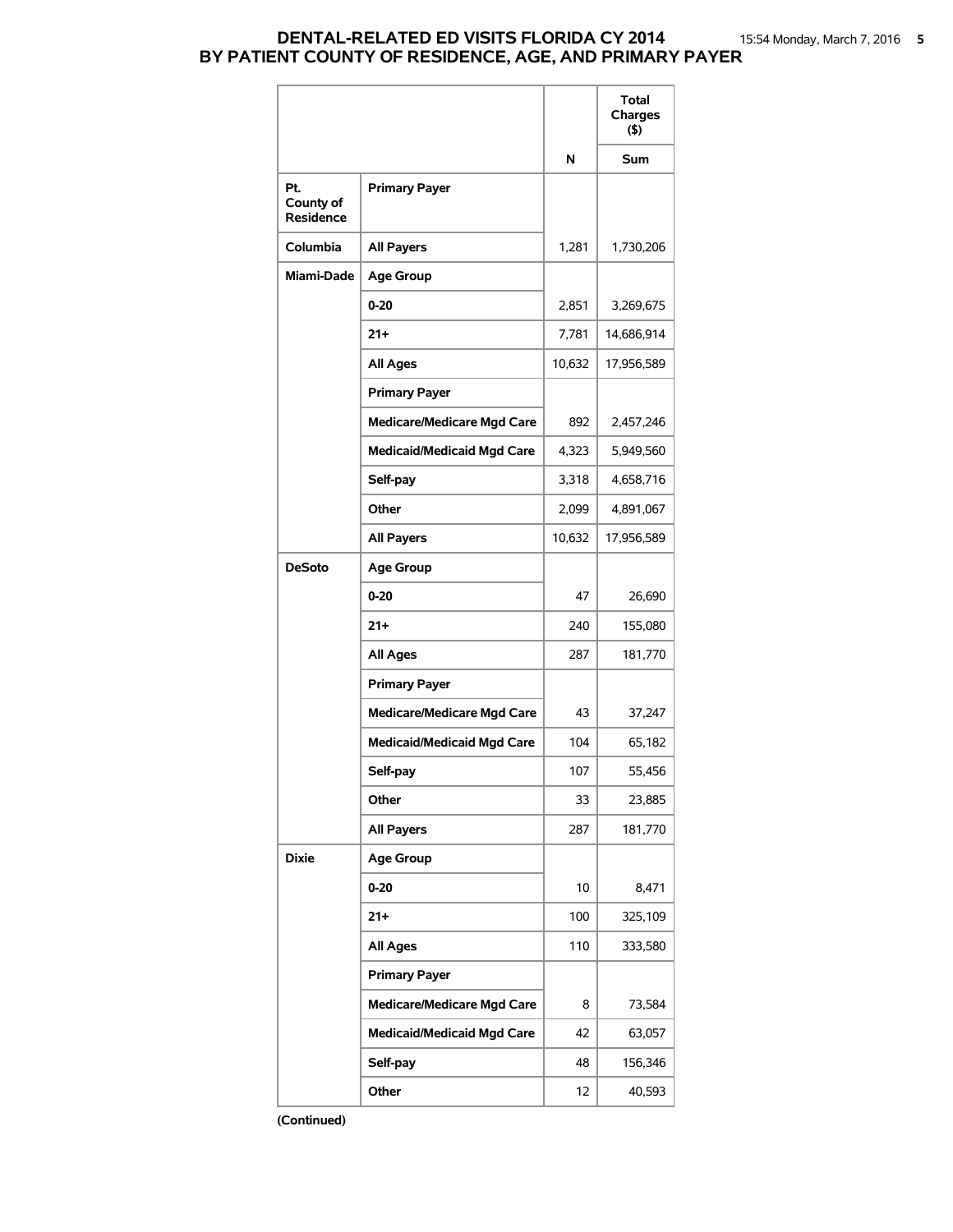# DENTAL-RELATED ED VISITS FLORIDA CY 2014
# BY PATIENT COUNTY OF RESIDENCE, AGE, AND PRIMARY PAYER

| | | | Total Charges ($) |
|---|---|---|---|
| | | N | Sum |
| Pt. County of Residence | Primary Payer | | |
| Columbia | All Payers | 1,281 | 1,730,206 |
| Miami-Dade | Age Group | | |
| | 0-20 | 2,851 | 3,269,675 |
| | 21+ | 7,781 | 14,686,914 |
| | All Ages | 10,632 | 17,956,589 |
| | Primary Payer | | |
| | Medicare/Medicare Mgd Care | 892 | 2,457,246 |
| | Medicaid/Medicaid Mgd Care | 4,323 | 5,949,560 |
| | Self-pay | 3,318 | 4,658,716 |
| | Other | 2,099 | 4,891,067 |
| | All Payers | 10,632 | 17,956,589 |
| DeSoto | Age Group | | |
| | 0-20 | 47 | 26,690 |
| | 21+ | 240 | 155,080 |
| | All Ages | 287 | 181,770 |
| | Primary Payer | | |
| | Medicare/Medicare Mgd Care | 43 | 37,247 |
| | Medicaid/Medicaid Mgd Care | 104 | 65,182 |
| | Self-pay | 107 | 55,456 |
| | Other | 33 | 23,885 |
| | All Payers | 287 | 181,770 |
| Dixie | Age Group | | |
| | 0-20 | 10 | 8,471 |
| | 21+ | 100 | 325,109 |
| | All Ages | 110 | 333,580 |
| | Primary Payer | | |
| | Medicare/Medicare Mgd Care | 8 | 73,584 |
| | Medicaid/Medicaid Mgd Care | 42 | 63,057 |
| | Self-pay | 48 | 156,346 |
| | Other | 12 | 40,593 |

**(Continued)**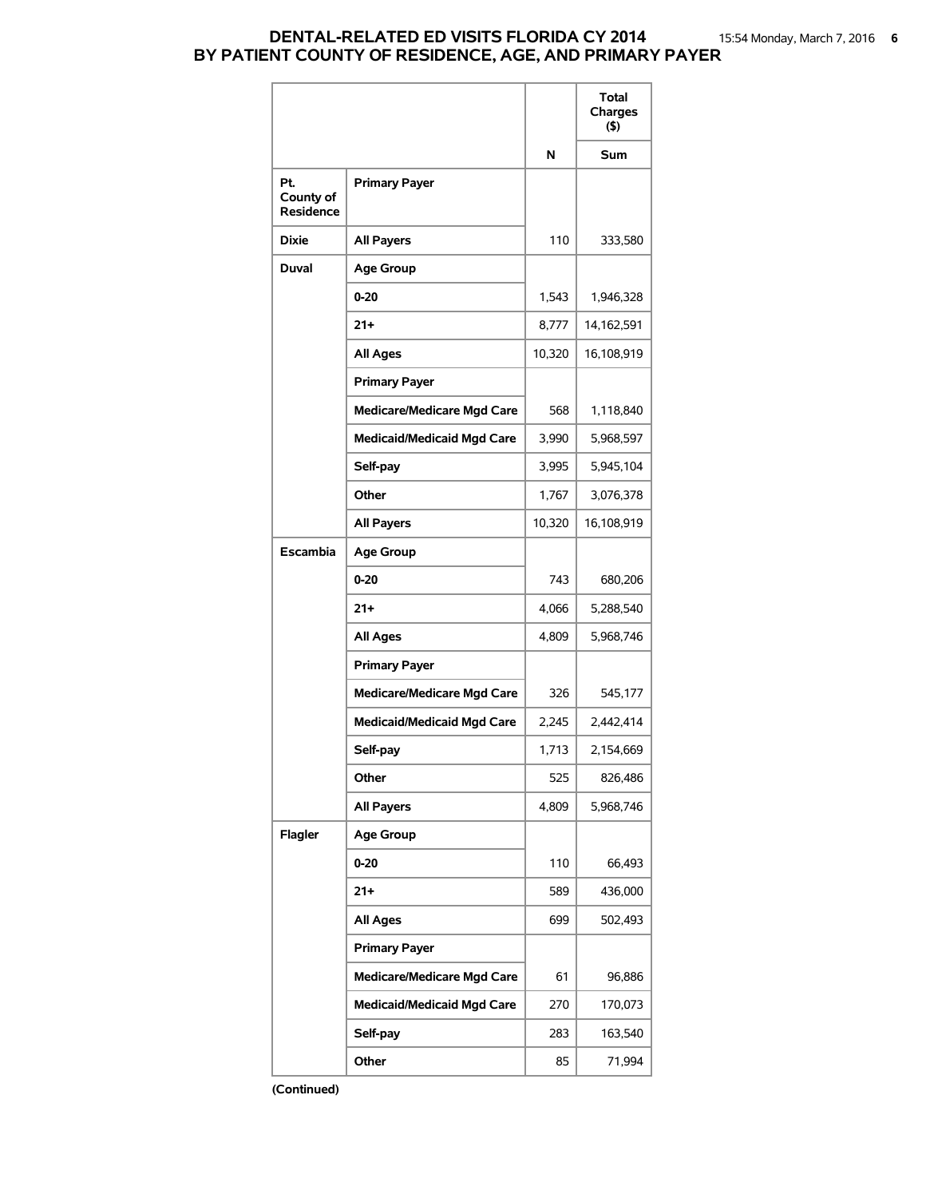# DENTAL-RELATED ED VISITS FLORIDA CY 2014
## BY PATIENT COUNTY OF RESIDENCE, AGE, AND PRIMARY PAYER

| | | N | Total Charges ($) Sum |
|---|---|---|---|
| **Pt. County of Residence** | **Primary Payer** | | |
| **Dixie** | **All Payers** | 110 | 333,580 |
| **Duval** | **Age Group** | | |
| | **0-20** | 1,543 | 1,946,328 |
| | **21+** | 8,777 | 14,162,591 |
| | **All Ages** | 10,320 | 16,108,919 |
| | **Primary Payer** | | |
| | **Medicare/Medicare Mgd Care** | 568 | 1,118,840 |
| | **Medicaid/Medicaid Mgd Care** | 3,990 | 5,968,597 |
| | **Self-pay** | 3,995 | 5,945,104 |
| | **Other** | 1,767 | 3,076,378 |
| | **All Payers** | 10,320 | 16,108,919 |
| **Escambia** | **Age Group** | | |
| | **0-20** | 743 | 680,206 |
| | **21+** | 4,066 | 5,288,540 |
| | **All Ages** | 4,809 | 5,968,746 |
| | **Primary Payer** | | |
| | **Medicare/Medicare Mgd Care** | 326 | 545,177 |
| | **Medicaid/Medicaid Mgd Care** | 2,245 | 2,442,414 |
| | **Self-pay** | 1,713 | 2,154,669 |
| | **Other** | 525 | 826,486 |
| | **All Payers** | 4,809 | 5,968,746 |
| **Flagler** | **Age Group** | | |
| | **0-20** | 110 | 66,493 |
| | **21+** | 589 | 436,000 |
| | **All Ages** | 699 | 502,493 |
| | **Primary Payer** | | |
| | **Medicare/Medicare Mgd Care** | 61 | 96,886 |
| | **Medicaid/Medicaid Mgd Care** | 270 | 170,073 |
| | **Self-pay** | 283 | 163,540 |
| | **Other** | 85 | 71,994 |

**(Continued)**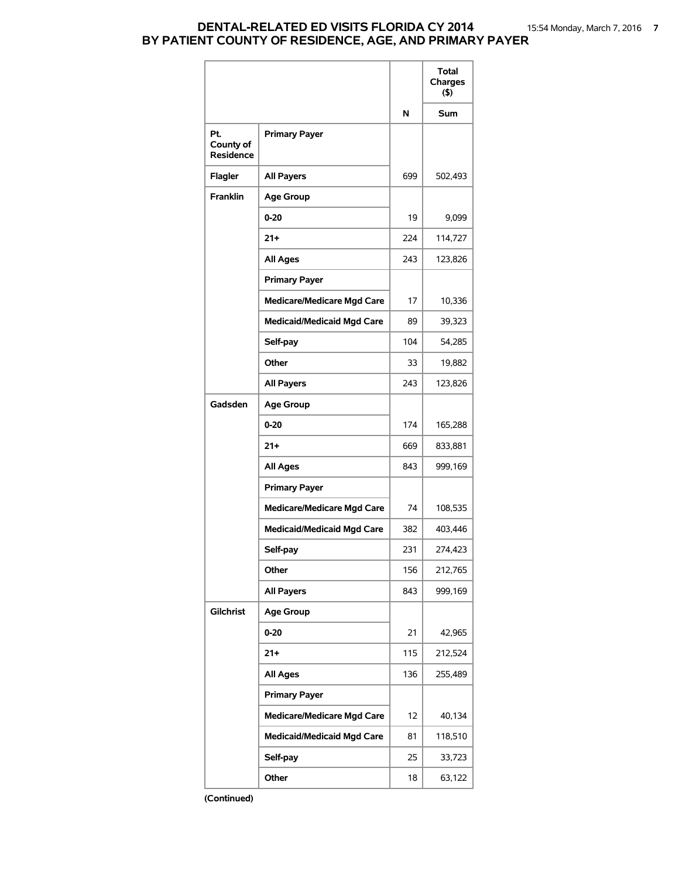# DENTAL-RELATED ED VISITS FLORIDA CY 2014
## BY PATIENT COUNTY OF RESIDENCE, AGE, AND PRIMARY PAYER

| | | N | Total Charges ($) Sum |
|---|---|---|---|
| **Pt. County of Residence** | **Primary Payer** | | |
| **Flagler** | **All Payers** | 699 | 502,493 |
| **Franklin** | **Age Group** | | |
| | **0-20** | 19 | 9,099 |
| | **21+** | 224 | 114,727 |
| | **All Ages** | 243 | 123,826 |
| | **Primary Payer** | | |
| | **Medicare/Medicare Mgd Care** | 17 | 10,336 |
| | **Medicaid/Medicaid Mgd Care** | 89 | 39,323 |
| | **Self-pay** | 104 | 54,285 |
| | **Other** | 33 | 19,882 |
| | **All Payers** | 243 | 123,826 |
| **Gadsden** | **Age Group** | | |
| | **0-20** | 174 | 165,288 |
| | **21+** | 669 | 833,881 |
| | **All Ages** | 843 | 999,169 |
| | **Primary Payer** | | |
| | **Medicare/Medicare Mgd Care** | 74 | 108,535 |
| | **Medicaid/Medicaid Mgd Care** | 382 | 403,446 |
| | **Self-pay** | 231 | 274,423 |
| | **Other** | 156 | 212,765 |
| | **All Payers** | 843 | 999,169 |
| **Gilchrist** | **Age Group** | | |
| | **0-20** | 21 | 42,965 |
| | **21+** | 115 | 212,524 |
| | **All Ages** | 136 | 255,489 |
| | **Primary Payer** | | |
| | **Medicare/Medicare Mgd Care** | 12 | 40,134 |
| | **Medicaid/Medicaid Mgd Care** | 81 | 118,510 |
| | **Self-pay** | 25 | 33,723 |
| | **Other** | 18 | 63,122 |

**(Continued)**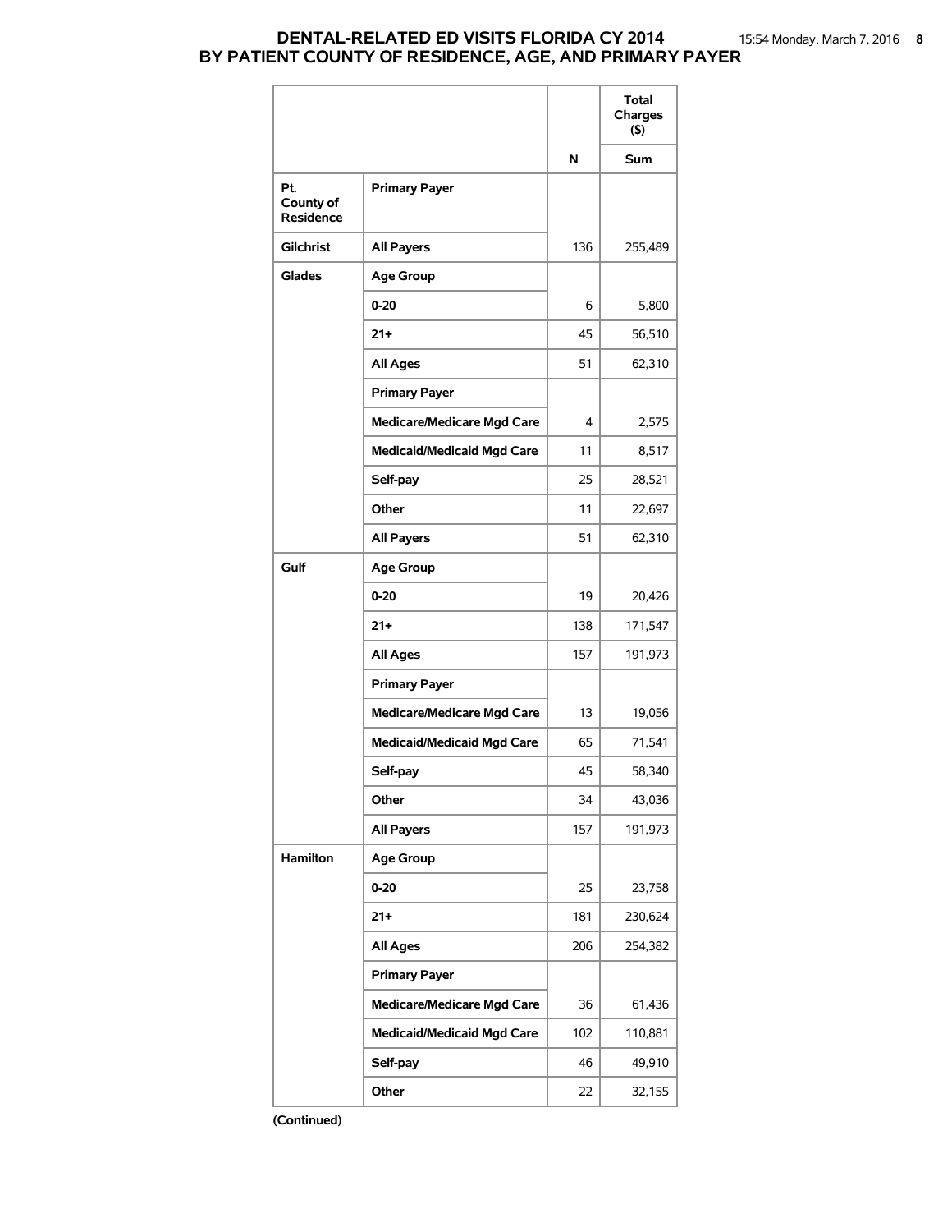# DENTAL-RELATED ED VISITS FLORIDA CY 2014
## BY PATIENT COUNTY OF RESIDENCE, AGE, AND PRIMARY PAYER

| | | N | Total Charges ($) |
|---|---|---|---|
| | | | Sum |
| Pt. County of Residence | Primary Payer | | |
| Gilchrist | All Payers | 136 | 255,489 |
| Glades | Age Group | | |
| | 0-20 | 6 | 5,800 |
| | 21+ | 45 | 56,510 |
| | All Ages | 51 | 62,310 |
| | Primary Payer | | |
| | Medicare/Medicare Mgd Care | 4 | 2,575 |
| | Medicaid/Medicaid Mgd Care | 11 | 8,517 |
| | Self-pay | 25 | 28,521 |
| | Other | 11 | 22,697 |
| | All Payers | 51 | 62,310 |
| Gulf | Age Group | | |
| | 0-20 | 19 | 20,426 |
| | 21+ | 138 | 171,547 |
| | All Ages | 157 | 191,973 |
| | Primary Payer | | |
| | Medicare/Medicare Mgd Care | 13 | 19,056 |
| | Medicaid/Medicaid Mgd Care | 65 | 71,541 |
| | Self-pay | 45 | 58,340 |
| | Other | 34 | 43,036 |
| | All Payers | 157 | 191,973 |
| Hamilton | Age Group | | |
| | 0-20 | 25 | 23,758 |
| | 21+ | 181 | 230,624 |
| | All Ages | 206 | 254,382 |
| | Primary Payer | | |
| | Medicare/Medicare Mgd Care | 36 | 61,436 |
| | Medicaid/Medicaid Mgd Care | 102 | 110,881 |
| | Self-pay | 46 | 49,910 |
| | Other | 22 | 32,155 |

**(Continued)**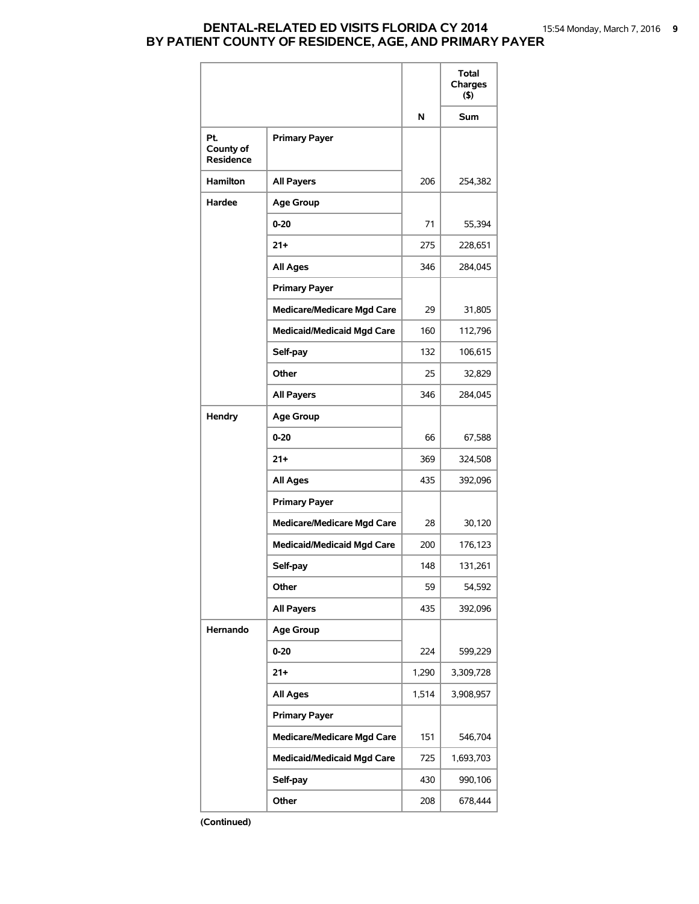# DENTAL-RELATED ED VISITS FLORIDA CY 2014
## BY PATIENT COUNTY OF RESIDENCE, AGE, AND PRIMARY PAYER

| | | N | Total Charges ($) Sum |
|---|---|---|---|
| **Pt. County of Residence** | **Primary Payer** | | |
| **Hamilton** | **All Payers** | 206 | 254,382 |
| **Hardee** | **Age Group** | | |
| | **0-20** | 71 | 55,394 |
| | **21+** | 275 | 228,651 |
| | **All Ages** | 346 | 284,045 |
| | **Primary Payer** | | |
| | **Medicare/Medicare Mgd Care** | 29 | 31,805 |
| | **Medicaid/Medicaid Mgd Care** | 160 | 112,796 |
| | **Self-pay** | 132 | 106,615 |
| | **Other** | 25 | 32,829 |
| | **All Payers** | 346 | 284,045 |
| **Hendry** | **Age Group** | | |
| | **0-20** | 66 | 67,588 |
| | **21+** | 369 | 324,508 |
| | **All Ages** | 435 | 392,096 |
| | **Primary Payer** | | |
| | **Medicare/Medicare Mgd Care** | 28 | 30,120 |
| | **Medicaid/Medicaid Mgd Care** | 200 | 176,123 |
| | **Self-pay** | 148 | 131,261 |
| | **Other** | 59 | 54,592 |
| | **All Payers** | 435 | 392,096 |
| **Hernando** | **Age Group** | | |
| | **0-20** | 224 | 599,229 |
| | **21+** | 1,290 | 3,309,728 |
| | **All Ages** | 1,514 | 3,908,957 |
| | **Primary Payer** | | |
| | **Medicare/Medicare Mgd Care** | 151 | 546,704 |
| | **Medicaid/Medicaid Mgd Care** | 725 | 1,693,703 |
| | **Self-pay** | 430 | 990,106 |
| | **Other** | 208 | 678,444 |

**(Continued)**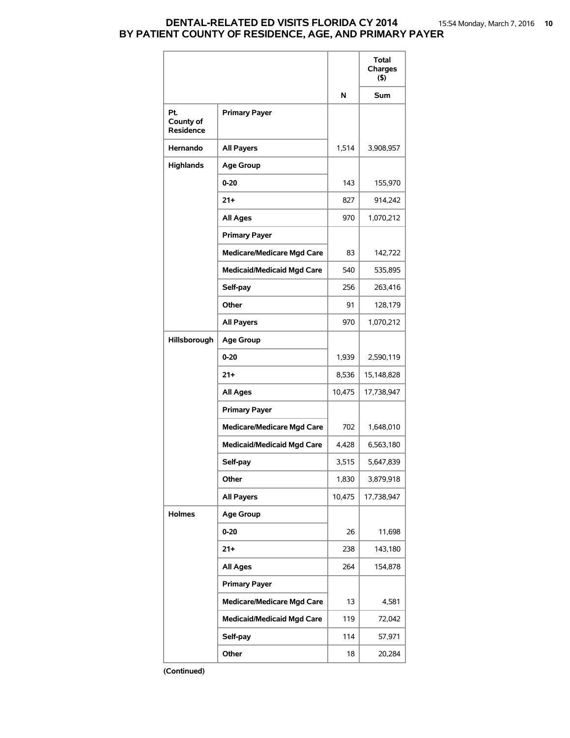# DENTAL-RELATED ED VISITS FLORIDA CY 2014
## BY PATIENT COUNTY OF RESIDENCE, AGE, AND PRIMARY PAYER

| | | | Total Charges ($) |
|---|---|---|---|
| | | **N** | **Sum** |
| **Pt. County of Residence** | **Primary Payer** | | |
| **Hernando** | **All Payers** | 1,514 | 3,908,957 |
| **Highlands** | **Age Group** | | |
| | **0-20** | 143 | 155,970 |
| | **21+** | 827 | 914,242 |
| | **All Ages** | 970 | 1,070,212 |
| | **Primary Payer** | | |
| | **Medicare/Medicare Mgd Care** | 83 | 142,722 |
| | **Medicaid/Medicaid Mgd Care** | 540 | 535,895 |
| | **Self-pay** | 256 | 263,416 |
| | **Other** | 91 | 128,179 |
| | **All Payers** | 970 | 1,070,212 |
| **Hillsborough** | **Age Group** | | |
| | **0-20** | 1,939 | 2,590,119 |
| | **21+** | 8,536 | 15,148,828 |
| | **All Ages** | 10,475 | 17,738,947 |
| | **Primary Payer** | | |
| | **Medicare/Medicare Mgd Care** | 702 | 1,648,010 |
| | **Medicaid/Medicaid Mgd Care** | 4,428 | 6,563,180 |
| | **Self-pay** | 3,515 | 5,647,839 |
| | **Other** | 1,830 | 3,879,918 |
| | **All Payers** | 10,475 | 17,738,947 |
| **Holmes** | **Age Group** | | |
| | **0-20** | 26 | 11,698 |
| | **21+** | 238 | 143,180 |
| | **All Ages** | 264 | 154,878 |
| | **Primary Payer** | | |
| | **Medicare/Medicare Mgd Care** | 13 | 4,581 |
| | **Medicaid/Medicaid Mgd Care** | 119 | 72,042 |
| | **Self-pay** | 114 | 57,971 |
| | **Other** | 18 | 20,284 |

**(Continued)**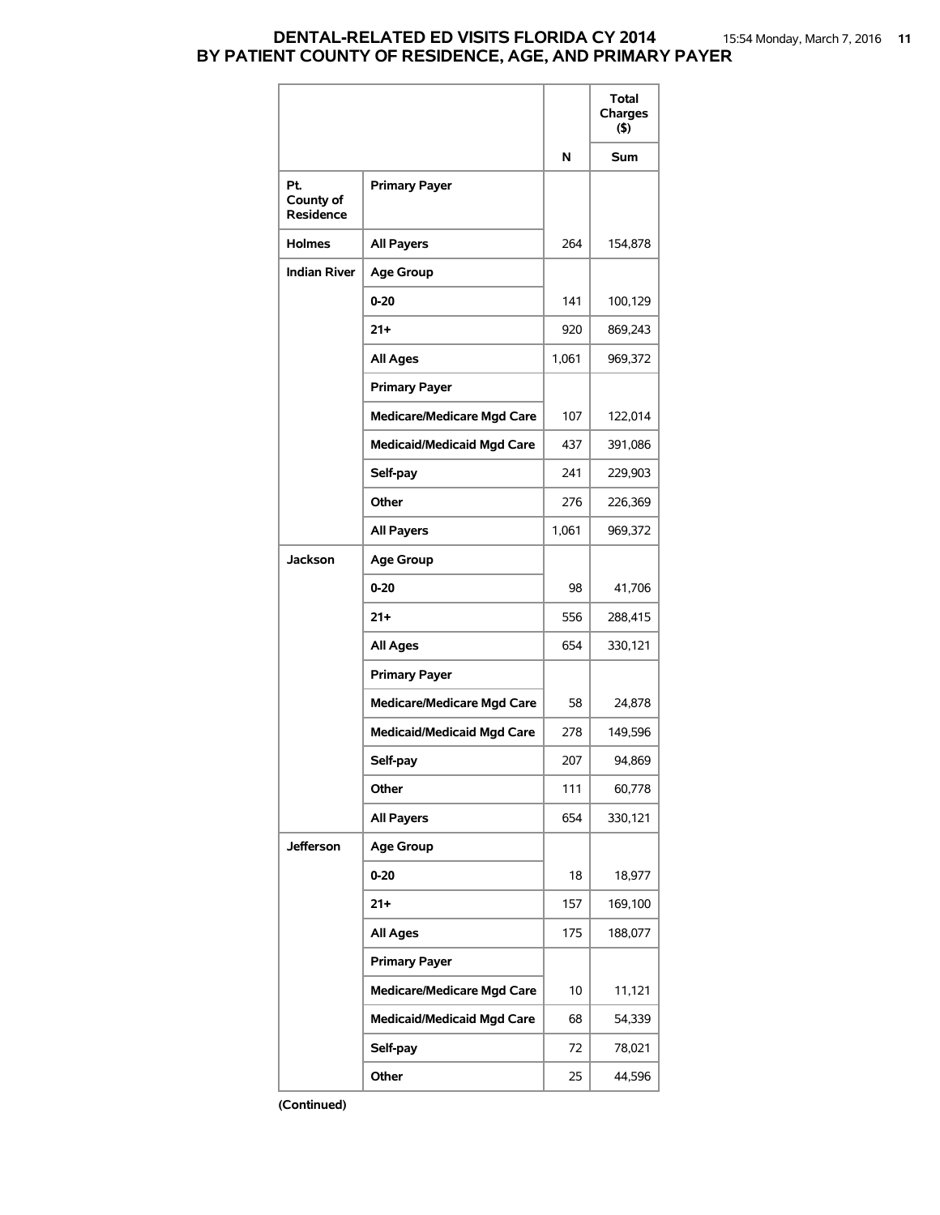# DENTAL-RELATED ED VISITS FLORIDA CY 2014
## BY PATIENT COUNTY OF RESIDENCE, AGE, AND PRIMARY PAYER

| Pt. County of Residence | | N | Total Charges ($) Sum |
|---|---|---|---|
| | **Primary Payer** | | |
| **Holmes** | **All Payers** | 264 | 154,878 |
| **Indian River** | **Age Group** | | |
| | **0-20** | 141 | 100,129 |
| | **21+** | 920 | 869,243 |
| | **All Ages** | 1,061 | 969,372 |
| | **Primary Payer** | | |
| | **Medicare/Medicare Mgd Care** | 107 | 122,014 |
| | **Medicaid/Medicaid Mgd Care** | 437 | 391,086 |
| | **Self-pay** | 241 | 229,903 |
| | **Other** | 276 | 226,369 |
| | **All Payers** | 1,061 | 969,372 |
| **Jackson** | **Age Group** | | |
| | **0-20** | 98 | 41,706 |
| | **21+** | 556 | 288,415 |
| | **All Ages** | 654 | 330,121 |
| | **Primary Payer** | | |
| | **Medicare/Medicare Mgd Care** | 58 | 24,878 |
| | **Medicaid/Medicaid Mgd Care** | 278 | 149,596 |
| | **Self-pay** | 207 | 94,869 |
| | **Other** | 111 | 60,778 |
| | **All Payers** | 654 | 330,121 |
| **Jefferson** | **Age Group** | | |
| | **0-20** | 18 | 18,977 |
| | **21+** | 157 | 169,100 |
| | **All Ages** | 175 | 188,077 |
| | **Primary Payer** | | |
| | **Medicare/Medicare Mgd Care** | 10 | 11,121 |
| | **Medicaid/Medicaid Mgd Care** | 68 | 54,339 |
| | **Self-pay** | 72 | 78,021 |
| | **Other** | 25 | 44,596 |

**(Continued)**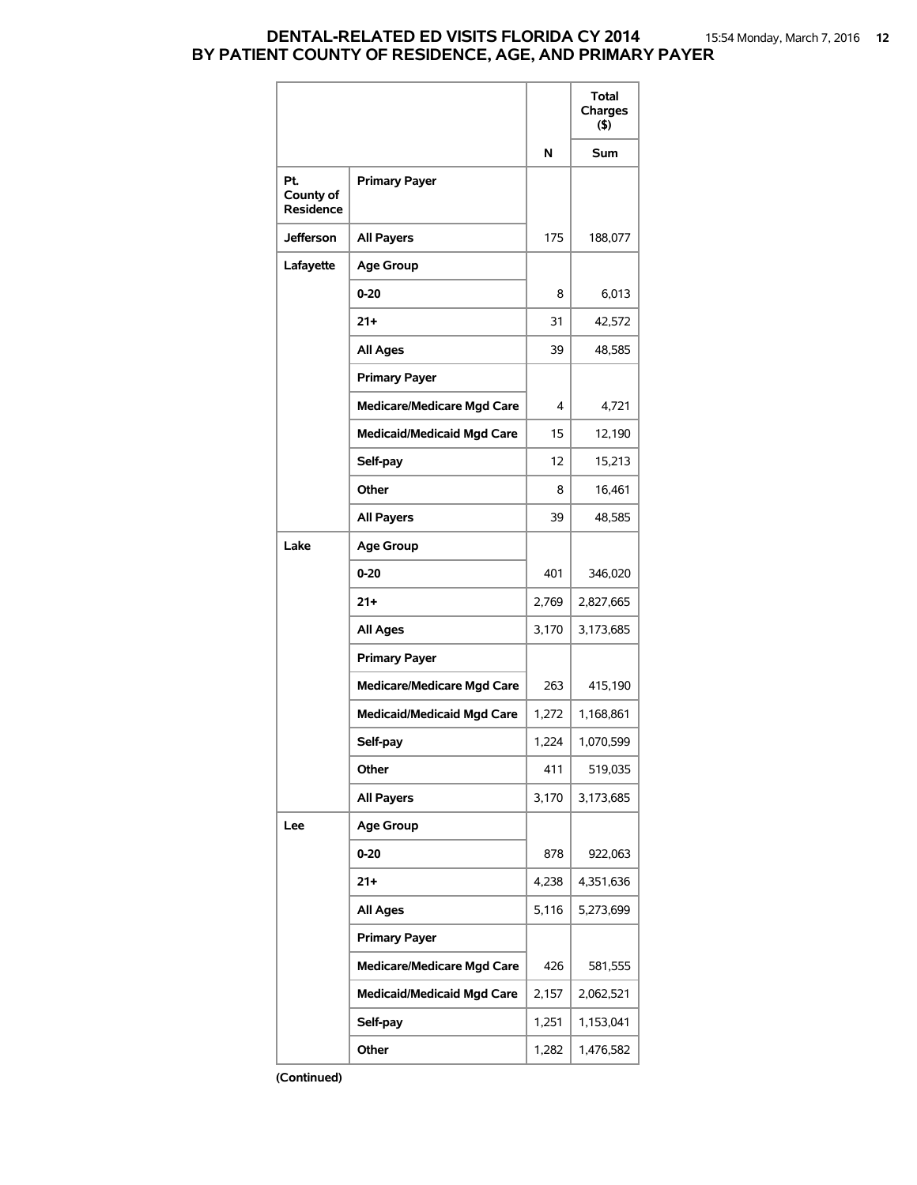# DENTAL-RELATED ED VISITS FLORIDA CY 2014
## BY PATIENT COUNTY OF RESIDENCE, AGE, AND PRIMARY PAYER

| | | N | Total Charges ($) |
|---|---|---|---|
| | | | Sum |
| Pt. County of Residence | Primary Payer | | |
| Jefferson | All Payers | 175 | 188,077 |
| Lafayette | Age Group | | |
| | 0-20 | 8 | 6,013 |
| | 21+ | 31 | 42,572 |
| | All Ages | 39 | 48,585 |
| | Primary Payer | | |
| | Medicare/Medicare Mgd Care | 4 | 4,721 |
| | Medicaid/Medicaid Mgd Care | 15 | 12,190 |
| | Self-pay | 12 | 15,213 |
| | Other | 8 | 16,461 |
| | All Payers | 39 | 48,585 |
| Lake | Age Group | | |
| | 0-20 | 401 | 346,020 |
| | 21+ | 2,769 | 2,827,665 |
| | All Ages | 3,170 | 3,173,685 |
| | Primary Payer | | |
| | Medicare/Medicare Mgd Care | 263 | 415,190 |
| | Medicaid/Medicaid Mgd Care | 1,272 | 1,168,861 |
| | Self-pay | 1,224 | 1,070,599 |
| | Other | 411 | 519,035 |
| | All Payers | 3,170 | 3,173,685 |
| Lee | Age Group | | |
| | 0-20 | 878 | 922,063 |
| | 21+ | 4,238 | 4,351,636 |
| | All Ages | 5,116 | 5,273,699 |
| | Primary Payer | | |
| | Medicare/Medicare Mgd Care | 426 | 581,555 |
| | Medicaid/Medicaid Mgd Care | 2,157 | 2,062,521 |
| | Self-pay | 1,251 | 1,153,041 |
| | Other | 1,282 | 1,476,582 |

**(Continued)**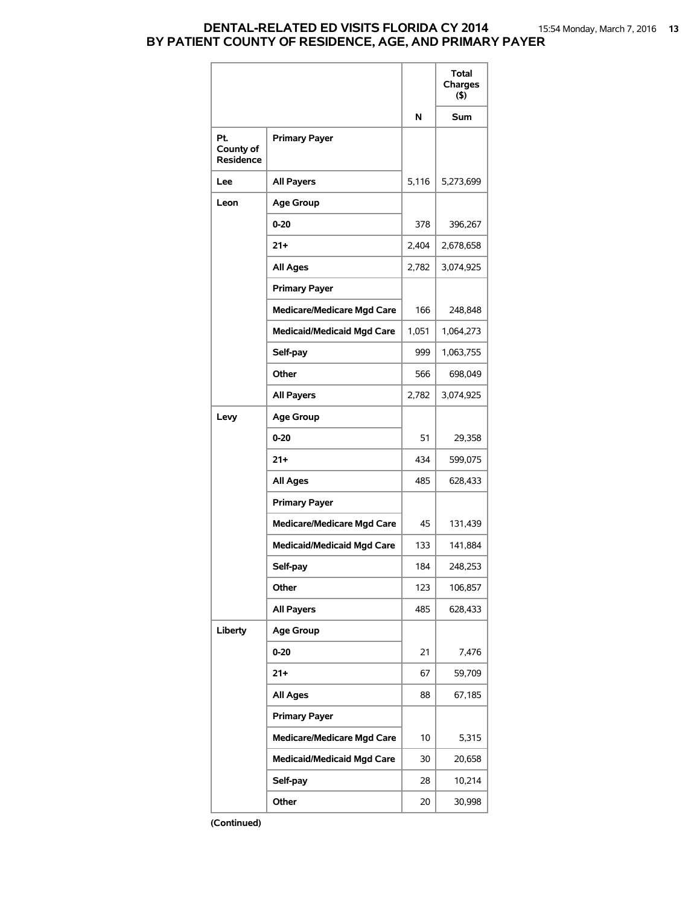# DENTAL-RELATED ED VISITS FLORIDA CY 2014
## BY PATIENT COUNTY OF RESIDENCE, AGE, AND PRIMARY PAYER

| | | N | Total Charges ($) Sum |
|---|---|---|---|
| **Pt. County of Residence** | **Primary Payer** | | |
| **Lee** | **All Payers** | 5,116 | 5,273,699 |
| **Leon** | **Age Group** | | |
| | **0-20** | 378 | 396,267 |
| | **21+** | 2,404 | 2,678,658 |
| | **All Ages** | 2,782 | 3,074,925 |
| | **Primary Payer** | | |
| | **Medicare/Medicare Mgd Care** | 166 | 248,848 |
| | **Medicaid/Medicaid Mgd Care** | 1,051 | 1,064,273 |
| | **Self-pay** | 999 | 1,063,755 |
| | **Other** | 566 | 698,049 |
| | **All Payers** | 2,782 | 3,074,925 |
| **Levy** | **Age Group** | | |
| | **0-20** | 51 | 29,358 |
| | **21+** | 434 | 599,075 |
| | **All Ages** | 485 | 628,433 |
| | **Primary Payer** | | |
| | **Medicare/Medicare Mgd Care** | 45 | 131,439 |
| | **Medicaid/Medicaid Mgd Care** | 133 | 141,884 |
| | **Self-pay** | 184 | 248,253 |
| | **Other** | 123 | 106,857 |
| | **All Payers** | 485 | 628,433 |
| **Liberty** | **Age Group** | | |
| | **0-20** | 21 | 7,476 |
| | **21+** | 67 | 59,709 |
| | **All Ages** | 88 | 67,185 |
| | **Primary Payer** | | |
| | **Medicare/Medicare Mgd Care** | 10 | 5,315 |
| | **Medicaid/Medicaid Mgd Care** | 30 | 20,658 |
| | **Self-pay** | 28 | 10,214 |
| | **Other** | 20 | 30,998 |

**(Continued)**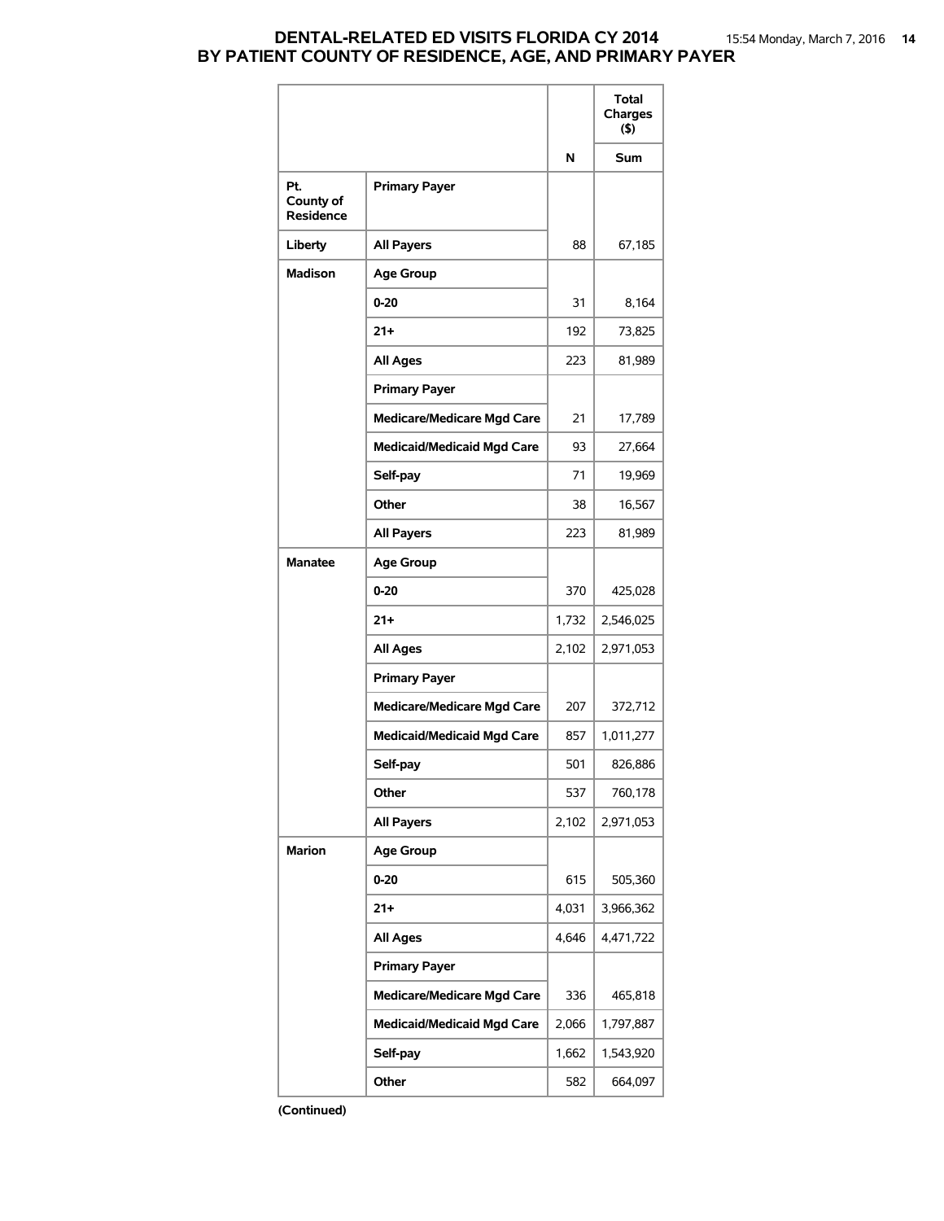# DENTAL-RELATED ED VISITS FLORIDA CY 2014
## BY PATIENT COUNTY OF RESIDENCE, AGE, AND PRIMARY PAYER

| | | | Total Charges ($) |
|---|---|---|---|
| | | N | Sum |
| Pt. County of Residence | Primary Payer | | |
| Liberty | All Payers | 88 | 67,185 |
| Madison | Age Group | | |
| | 0-20 | 31 | 8,164 |
| | 21+ | 192 | 73,825 |
| | All Ages | 223 | 81,989 |
| | Primary Payer | | |
| | Medicare/Medicare Mgd Care | 21 | 17,789 |
| | Medicaid/Medicaid Mgd Care | 93 | 27,664 |
| | Self-pay | 71 | 19,969 |
| | Other | 38 | 16,567 |
| | All Payers | 223 | 81,989 |
| Manatee | Age Group | | |
| | 0-20 | 370 | 425,028 |
| | 21+ | 1,732 | 2,546,025 |
| | All Ages | 2,102 | 2,971,053 |
| | Primary Payer | | |
| | Medicare/Medicare Mgd Care | 207 | 372,712 |
| | Medicaid/Medicaid Mgd Care | 857 | 1,011,277 |
| | Self-pay | 501 | 826,886 |
| | Other | 537 | 760,178 |
| | All Payers | 2,102 | 2,971,053 |
| Marion | Age Group | | |
| | 0-20 | 615 | 505,360 |
| | 21+ | 4,031 | 3,966,362 |
| | All Ages | 4,646 | 4,471,722 |
| | Primary Payer | | |
| | Medicare/Medicare Mgd Care | 336 | 465,818 |
| | Medicaid/Medicaid Mgd Care | 2,066 | 1,797,887 |
| | Self-pay | 1,662 | 1,543,920 |
| | Other | 582 | 664,097 |

**(Continued)**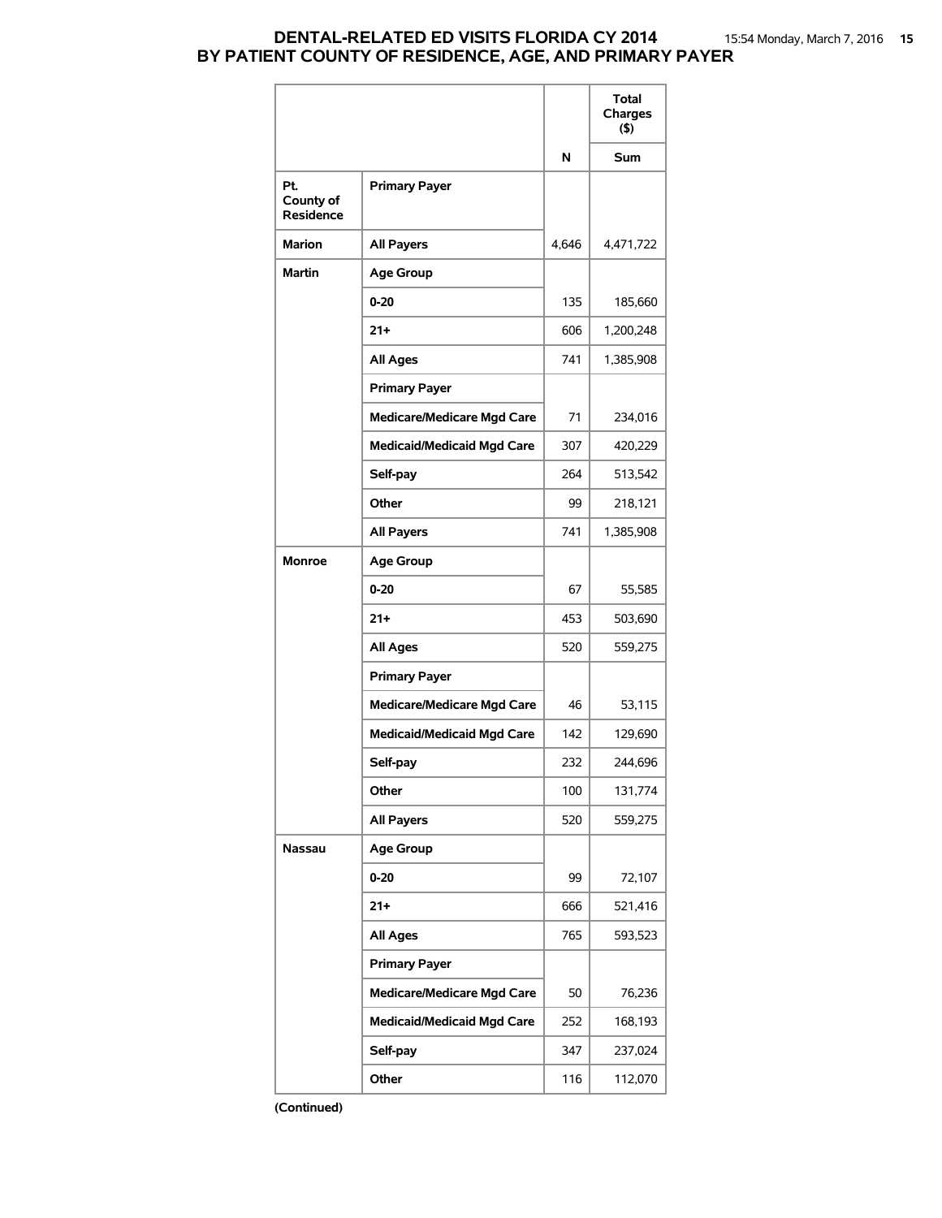# DENTAL-RELATED ED VISITS FLORIDA CY 2014
## BY PATIENT COUNTY OF RESIDENCE, AGE, AND PRIMARY PAYER

| | | | Total Charges ($) |
|---|---|---|---|
| | | N | Sum |
| Pt. County of Residence | Primary Payer | | |
| Marion | All Payers | 4,646 | 4,471,722 |
| Martin | Age Group | | |
| | 0-20 | 135 | 185,660 |
| | 21+ | 606 | 1,200,248 |
| | All Ages | 741 | 1,385,908 |
| | Primary Payer | | |
| | Medicare/Medicare Mgd Care | 71 | 234,016 |
| | Medicaid/Medicaid Mgd Care | 307 | 420,229 |
| | Self-pay | 264 | 513,542 |
| | Other | 99 | 218,121 |
| | All Payers | 741 | 1,385,908 |
| Monroe | Age Group | | |
| | 0-20 | 67 | 55,585 |
| | 21+ | 453 | 503,690 |
| | All Ages | 520 | 559,275 |
| | Primary Payer | | |
| | Medicare/Medicare Mgd Care | 46 | 53,115 |
| | Medicaid/Medicaid Mgd Care | 142 | 129,690 |
| | Self-pay | 232 | 244,696 |
| | Other | 100 | 131,774 |
| | All Payers | 520 | 559,275 |
| Nassau | Age Group | | |
| | 0-20 | 99 | 72,107 |
| | 21+ | 666 | 521,416 |
| | All Ages | 765 | 593,523 |
| | Primary Payer | | |
| | Medicare/Medicare Mgd Care | 50 | 76,236 |
| | Medicaid/Medicaid Mgd Care | 252 | 168,193 |
| | Self-pay | 347 | 237,024 |
| | Other | 116 | 112,070 |

**(Continued)**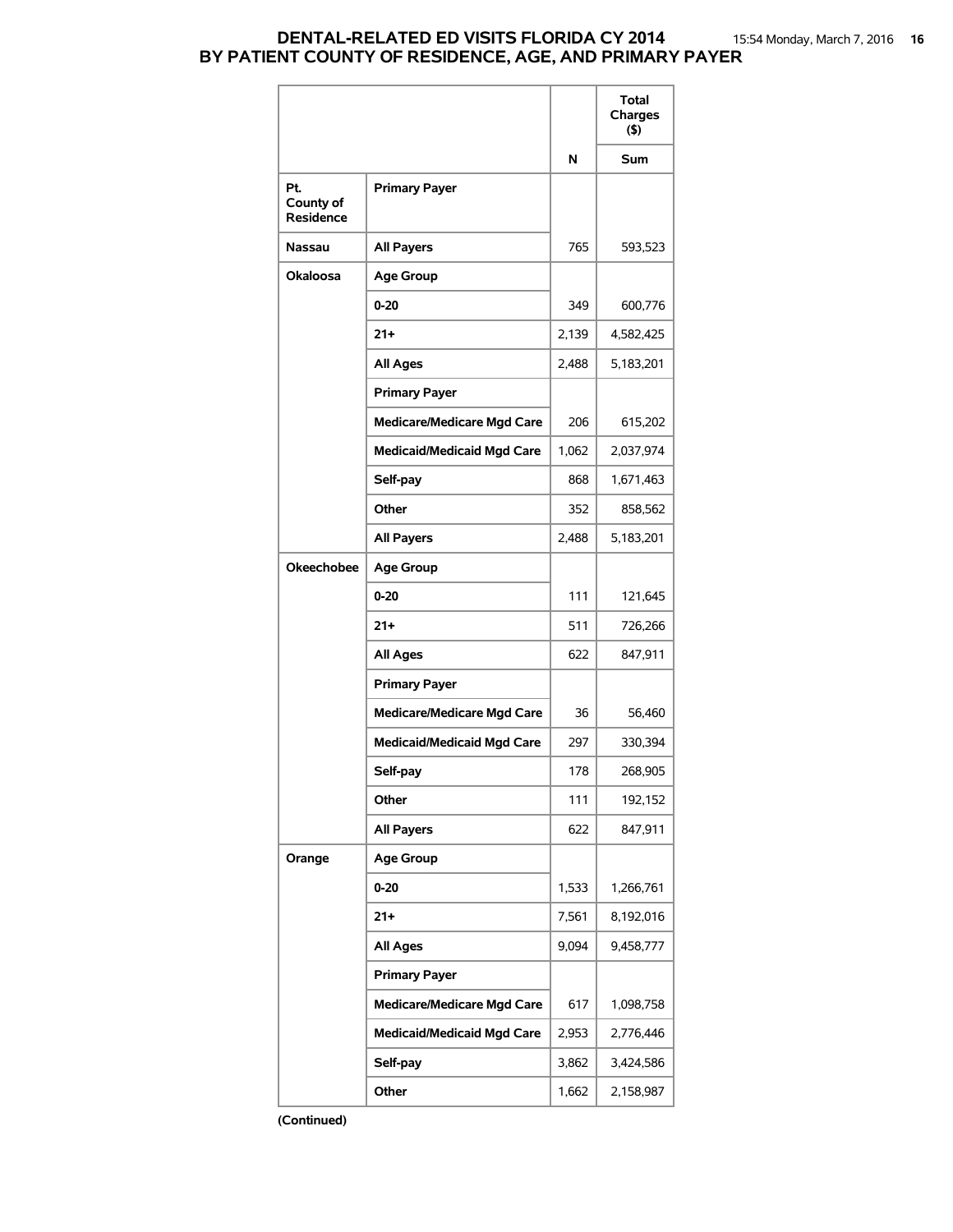# DENTAL-RELATED ED VISITS FLORIDA CY 2014
## BY PATIENT COUNTY OF RESIDENCE, AGE, AND PRIMARY PAYER

| | | N | Total Charges ($) |
|---|---|---|---|
| | | | Sum |
| Pt. County of Residence | Primary Payer | | |
| Nassau | All Payers | 765 | 593,523 |
| Okaloosa | Age Group | | |
| | 0-20 | 349 | 600,776 |
| | 21+ | 2,139 | 4,582,425 |
| | All Ages | 2,488 | 5,183,201 |
| | Primary Payer | | |
| | Medicare/Medicare Mgd Care | 206 | 615,202 |
| | Medicaid/Medicaid Mgd Care | 1,062 | 2,037,974 |
| | Self-pay | 868 | 1,671,463 |
| | Other | 352 | 858,562 |
| | All Payers | 2,488 | 5,183,201 |
| Okeechobee | Age Group | | |
| | 0-20 | 111 | 121,645 |
| | 21+ | 511 | 726,266 |
| | All Ages | 622 | 847,911 |
| | Primary Payer | | |
| | Medicare/Medicare Mgd Care | 36 | 56,460 |
| | Medicaid/Medicaid Mgd Care | 297 | 330,394 |
| | Self-pay | 178 | 268,905 |
| | Other | 111 | 192,152 |
| | All Payers | 622 | 847,911 |
| Orange | Age Group | | |
| | 0-20 | 1,533 | 1,266,761 |
| | 21+ | 7,561 | 8,192,016 |
| | All Ages | 9,094 | 9,458,777 |
| | Primary Payer | | |
| | Medicare/Medicare Mgd Care | 617 | 1,098,758 |
| | Medicaid/Medicaid Mgd Care | 2,953 | 2,776,446 |
| | Self-pay | 3,862 | 3,424,586 |
| | Other | 1,662 | 2,158,987 |

**(Continued)**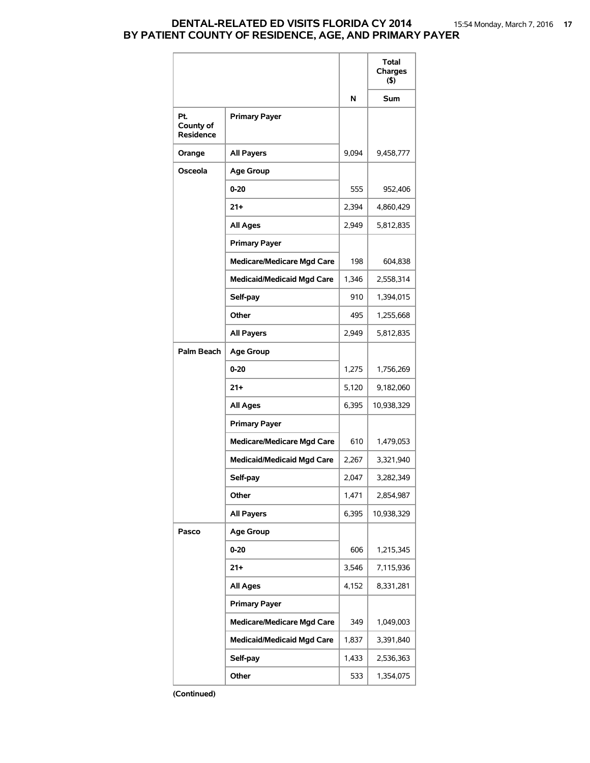# DENTAL-RELATED ED VISITS FLORIDA CY 2014
## BY PATIENT COUNTY OF RESIDENCE, AGE, AND PRIMARY PAYER

| | | N | Total Charges ($) Sum |
|---|---|---|---|
| Pt. County of Residence | Primary Payer | | |
| Orange | All Payers | 9,094 | 9,458,777 |
| Osceola | Age Group | | |
| | 0-20 | 555 | 952,406 |
| | 21+ | 2,394 | 4,860,429 |
| | All Ages | 2,949 | 5,812,835 |
| | Primary Payer | | |
| | Medicare/Medicare Mgd Care | 198 | 604,838 |
| | Medicaid/Medicaid Mgd Care | 1,346 | 2,558,314 |
| | Self-pay | 910 | 1,394,015 |
| | Other | 495 | 1,255,668 |
| | All Payers | 2,949 | 5,812,835 |
| Palm Beach | Age Group | | |
| | 0-20 | 1,275 | 1,756,269 |
| | 21+ | 5,120 | 9,182,060 |
| | All Ages | 6,395 | 10,938,329 |
| | Primary Payer | | |
| | Medicare/Medicare Mgd Care | 610 | 1,479,053 |
| | Medicaid/Medicaid Mgd Care | 2,267 | 3,321,940 |
| | Self-pay | 2,047 | 3,282,349 |
| | Other | 1,471 | 2,854,987 |
| | All Payers | 6,395 | 10,938,329 |
| Pasco | Age Group | | |
| | 0-20 | 606 | 1,215,345 |
| | 21+ | 3,546 | 7,115,936 |
| | All Ages | 4,152 | 8,331,281 |
| | Primary Payer | | |
| | Medicare/Medicare Mgd Care | 349 | 1,049,003 |
| | Medicaid/Medicaid Mgd Care | 1,837 | 3,391,840 |
| | Self-pay | 1,433 | 2,536,363 |
| | Other | 533 | 1,354,075 |

**(Continued)**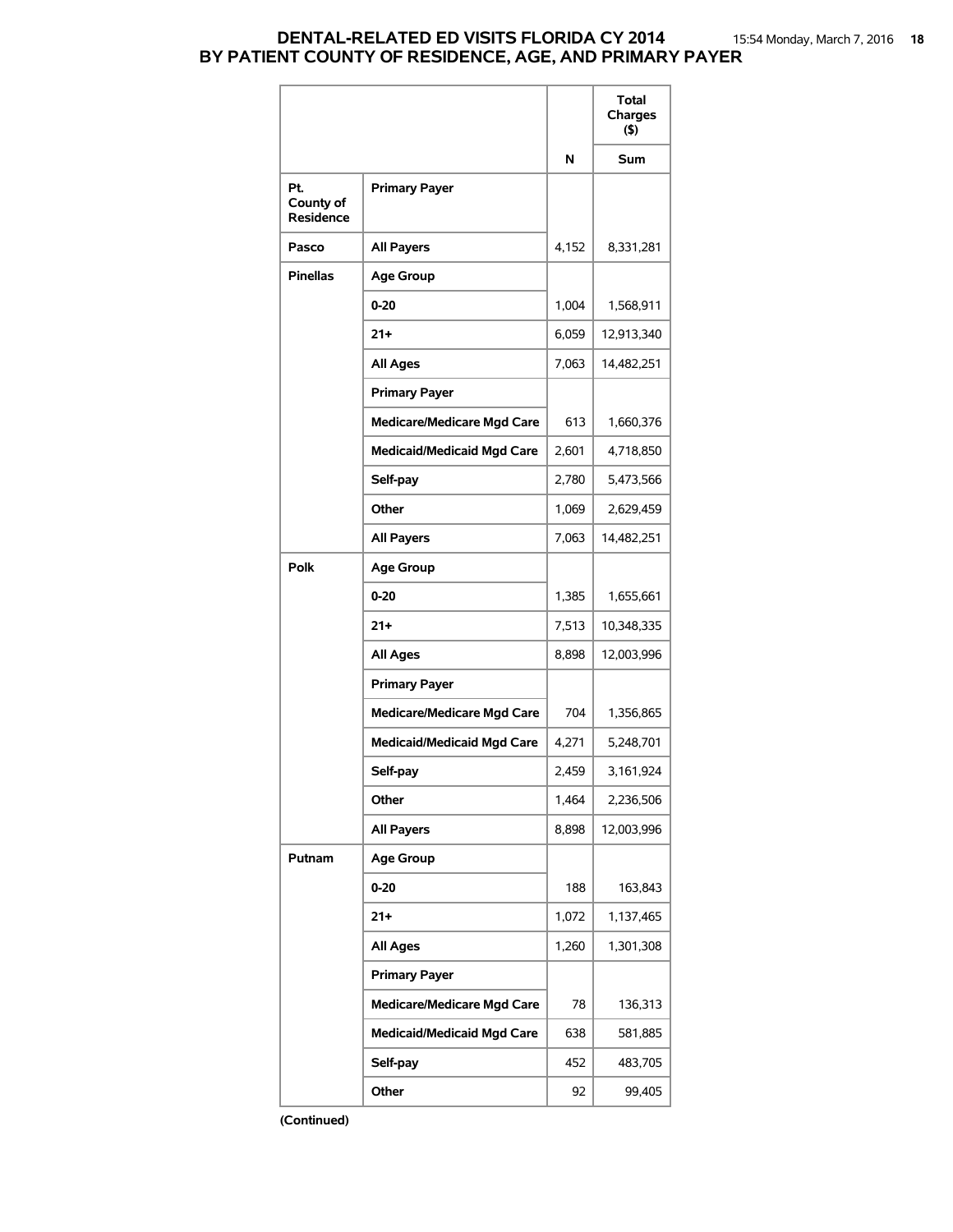# DENTAL-RELATED ED VISITS FLORIDA CY 2014
## BY PATIENT COUNTY OF RESIDENCE, AGE, AND PRIMARY PAYER

| | | | Total Charges ($) |
|---|---|---|---|
| | | N | Sum |
| Pt. County of Residence | Primary Payer | | |
| Pasco | All Payers | 4,152 | 8,331,281 |
| Pinellas | Age Group | | |
| | 0-20 | 1,004 | 1,568,911 |
| | 21+ | 6,059 | 12,913,340 |
| | All Ages | 7,063 | 14,482,251 |
| | Primary Payer | | |
| | Medicare/Medicare Mgd Care | 613 | 1,660,376 |
| | Medicaid/Medicaid Mgd Care | 2,601 | 4,718,850 |
| | Self-pay | 2,780 | 5,473,566 |
| | Other | 1,069 | 2,629,459 |
| | All Payers | 7,063 | 14,482,251 |
| Polk | Age Group | | |
| | 0-20 | 1,385 | 1,655,661 |
| | 21+ | 7,513 | 10,348,335 |
| | All Ages | 8,898 | 12,003,996 |
| | Primary Payer | | |
| | Medicare/Medicare Mgd Care | 704 | 1,356,865 |
| | Medicaid/Medicaid Mgd Care | 4,271 | 5,248,701 |
| | Self-pay | 2,459 | 3,161,924 |
| | Other | 1,464 | 2,236,506 |
| | All Payers | 8,898 | 12,003,996 |
| Putnam | Age Group | | |
| | 0-20 | 188 | 163,843 |
| | 21+ | 1,072 | 1,137,465 |
| | All Ages | 1,260 | 1,301,308 |
| | Primary Payer | | |
| | Medicare/Medicare Mgd Care | 78 | 136,313 |
| | Medicaid/Medicaid Mgd Care | 638 | 581,885 |
| | Self-pay | 452 | 483,705 |
| | Other | 92 | 99,405 |

**(Continued)**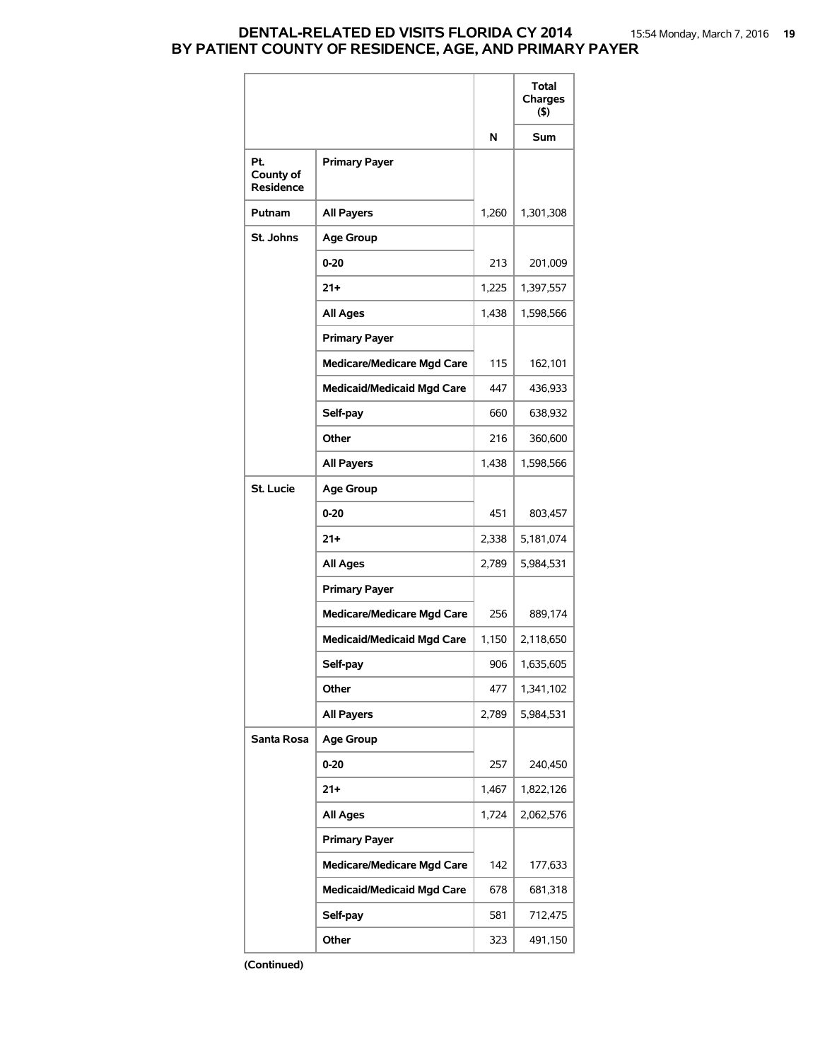# DENTAL-RELATED ED VISITS FLORIDA CY 2014
# BY PATIENT COUNTY OF RESIDENCE, AGE, AND PRIMARY PAYER

| | | | Total Charges ($) |
|---|---|---|---|
| | | N | Sum |
| Pt. County of Residence | Primary Payer | | |
| Putnam | All Payers | 1,260 | 1,301,308 |
| St. Johns | Age Group | | |
| | 0-20 | 213 | 201,009 |
| | 21+ | 1,225 | 1,397,557 |
| | All Ages | 1,438 | 1,598,566 |
| | Primary Payer | | |
| | Medicare/Medicare Mgd Care | 115 | 162,101 |
| | Medicaid/Medicaid Mgd Care | 447 | 436,933 |
| | Self-pay | 660 | 638,932 |
| | Other | 216 | 360,600 |
| | All Payers | 1,438 | 1,598,566 |
| St. Lucie | Age Group | | |
| | 0-20 | 451 | 803,457 |
| | 21+ | 2,338 | 5,181,074 |
| | All Ages | 2,789 | 5,984,531 |
| | Primary Payer | | |
| | Medicare/Medicare Mgd Care | 256 | 889,174 |
| | Medicaid/Medicaid Mgd Care | 1,150 | 2,118,650 |
| | Self-pay | 906 | 1,635,605 |
| | Other | 477 | 1,341,102 |
| | All Payers | 2,789 | 5,984,531 |
| Santa Rosa | Age Group | | |
| | 0-20 | 257 | 240,450 |
| | 21+ | 1,467 | 1,822,126 |
| | All Ages | 1,724 | 2,062,576 |
| | Primary Payer | | |
| | Medicare/Medicare Mgd Care | 142 | 177,633 |
| | Medicaid/Medicaid Mgd Care | 678 | 681,318 |
| | Self-pay | 581 | 712,475 |
| | Other | 323 | 491,150 |

**(Continued)**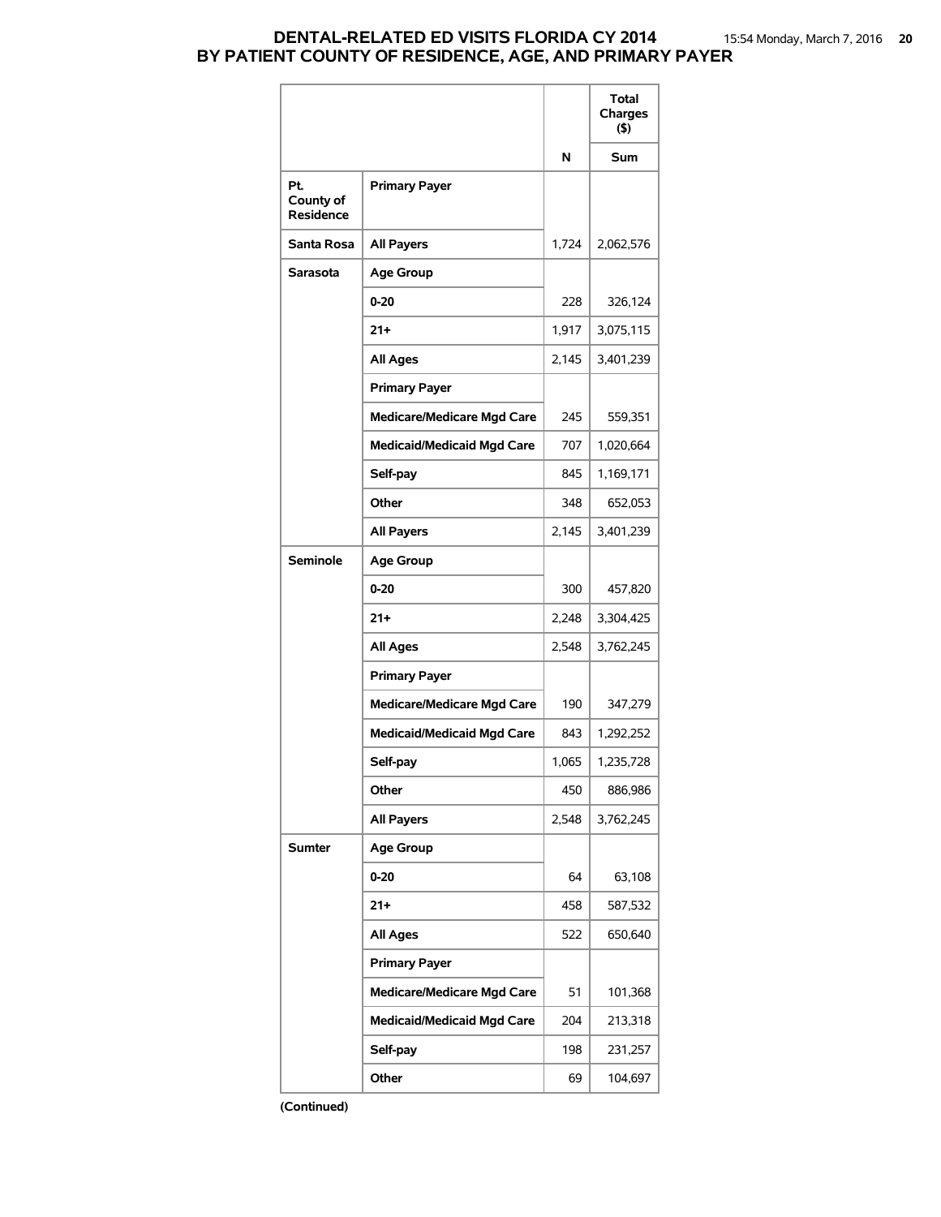# DENTAL-RELATED ED VISITS FLORIDA CY 2014
# BY PATIENT COUNTY OF RESIDENCE, AGE, AND PRIMARY PAYER

| | | | Total Charges ($) |
|---|---|---|---|
| | | N | Sum |
| Pt. County of Residence | Primary Payer | | |
| Santa Rosa | All Payers | 1,724 | 2,062,576 |
| Sarasota | Age Group | | |
| | 0-20 | 228 | 326,124 |
| | 21+ | 1,917 | 3,075,115 |
| | All Ages | 2,145 | 3,401,239 |
| | Primary Payer | | |
| | Medicare/Medicare Mgd Care | 245 | 559,351 |
| | Medicaid/Medicaid Mgd Care | 707 | 1,020,664 |
| | Self-pay | 845 | 1,169,171 |
| | Other | 348 | 652,053 |
| | All Payers | 2,145 | 3,401,239 |
| Seminole | Age Group | | |
| | 0-20 | 300 | 457,820 |
| | 21+ | 2,248 | 3,304,425 |
| | All Ages | 2,548 | 3,762,245 |
| | Primary Payer | | |
| | Medicare/Medicare Mgd Care | 190 | 347,279 |
| | Medicaid/Medicaid Mgd Care | 843 | 1,292,252 |
| | Self-pay | 1,065 | 1,235,728 |
| | Other | 450 | 886,986 |
| | All Payers | 2,548 | 3,762,245 |
| Sumter | Age Group | | |
| | 0-20 | 64 | 63,108 |
| | 21+ | 458 | 587,532 |
| | All Ages | 522 | 650,640 |
| | Primary Payer | | |
| | Medicare/Medicare Mgd Care | 51 | 101,368 |
| | Medicaid/Medicaid Mgd Care | 204 | 213,318 |
| | Self-pay | 198 | 231,257 |
| | Other | 69 | 104,697 |

**(Continued)**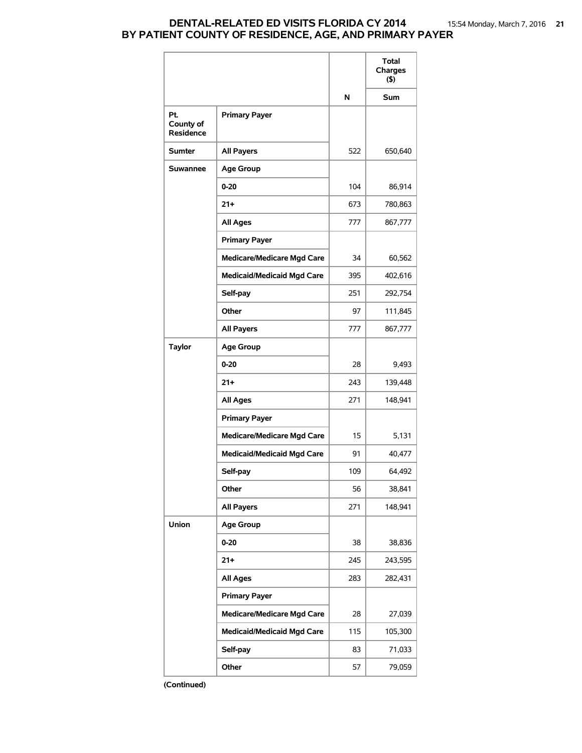# DENTAL-RELATED ED VISITS FLORIDA CY 2014
# BY PATIENT COUNTY OF RESIDENCE, AGE, AND PRIMARY PAYER

| | | N | Total Charges ($) |
|---|---|---|---|
| | | | Sum |
| **Pt. County of Residence** | **Primary Payer** | | |
| **Sumter** | **All Payers** | 522 | 650,640 |
| **Suwannee** | **Age Group** | | |
| | **0-20** | 104 | 86,914 |
| | **21+** | 673 | 780,863 |
| | **All Ages** | 777 | 867,777 |
| | **Primary Payer** | | |
| | **Medicare/Medicare Mgd Care** | 34 | 60,562 |
| | **Medicaid/Medicaid Mgd Care** | 395 | 402,616 |
| | **Self-pay** | 251 | 292,754 |
| | **Other** | 97 | 111,845 |
| | **All Payers** | 777 | 867,777 |
| **Taylor** | **Age Group** | | |
| | **0-20** | 28 | 9,493 |
| | **21+** | 243 | 139,448 |
| | **All Ages** | 271 | 148,941 |
| | **Primary Payer** | | |
| | **Medicare/Medicare Mgd Care** | 15 | 5,131 |
| | **Medicaid/Medicaid Mgd Care** | 91 | 40,477 |
| | **Self-pay** | 109 | 64,492 |
| | **Other** | 56 | 38,841 |
| | **All Payers** | 271 | 148,941 |
| **Union** | **Age Group** | | |
| | **0-20** | 38 | 38,836 |
| | **21+** | 245 | 243,595 |
| | **All Ages** | 283 | 282,431 |
| | **Primary Payer** | | |
| | **Medicare/Medicare Mgd Care** | 28 | 27,039 |
| | **Medicaid/Medicaid Mgd Care** | 115 | 105,300 |
| | **Self-pay** | 83 | 71,033 |
| | **Other** | 57 | 79,059 |

**(Continued)**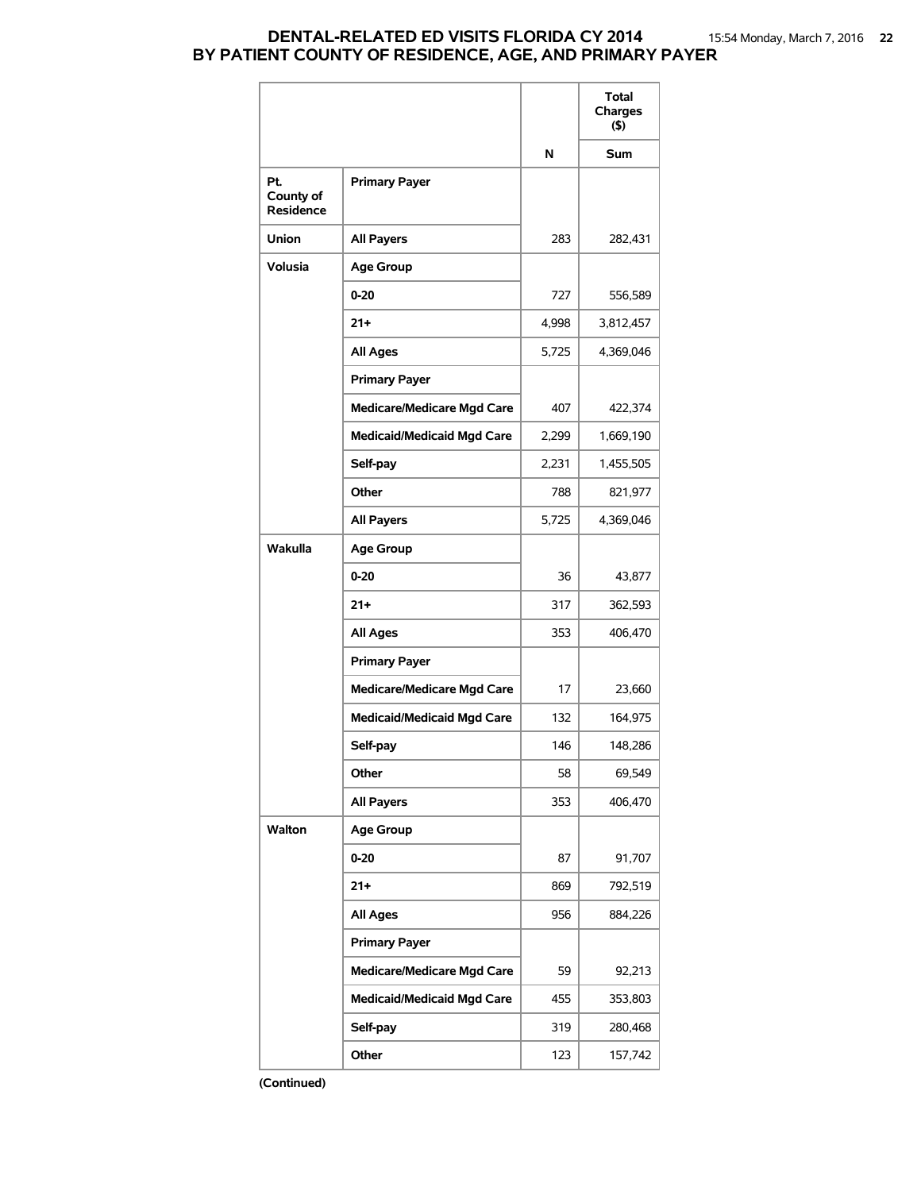# DENTAL-RELATED ED VISITS FLORIDA CY 2014
## BY PATIENT COUNTY OF RESIDENCE, AGE, AND PRIMARY PAYER

| | | | Total Charges ($) |
|---|---|---|---|
| | | N | Sum |
| Pt. County of Residence | Primary Payer | | |
| Union | All Payers | 283 | 282,431 |
| Volusia | Age Group | | |
| | 0-20 | 727 | 556,589 |
| | 21+ | 4,998 | 3,812,457 |
| | All Ages | 5,725 | 4,369,046 |
| | Primary Payer | | |
| | Medicare/Medicare Mgd Care | 407 | 422,374 |
| | Medicaid/Medicaid Mgd Care | 2,299 | 1,669,190 |
| | Self-pay | 2,231 | 1,455,505 |
| | Other | 788 | 821,977 |
| | All Payers | 5,725 | 4,369,046 |
| Wakulla | Age Group | | |
| | 0-20 | 36 | 43,877 |
| | 21+ | 317 | 362,593 |
| | All Ages | 353 | 406,470 |
| | Primary Payer | | |
| | Medicare/Medicare Mgd Care | 17 | 23,660 |
| | Medicaid/Medicaid Mgd Care | 132 | 164,975 |
| | Self-pay | 146 | 148,286 |
| | Other | 58 | 69,549 |
| | All Payers | 353 | 406,470 |
| Walton | Age Group | | |
| | 0-20 | 87 | 91,707 |
| | 21+ | 869 | 792,519 |
| | All Ages | 956 | 884,226 |
| | Primary Payer | | |
| | Medicare/Medicare Mgd Care | 59 | 92,213 |
| | Medicaid/Medicaid Mgd Care | 455 | 353,803 |
| | Self-pay | 319 | 280,468 |
| | Other | 123 | 157,742 |

**(Continued)**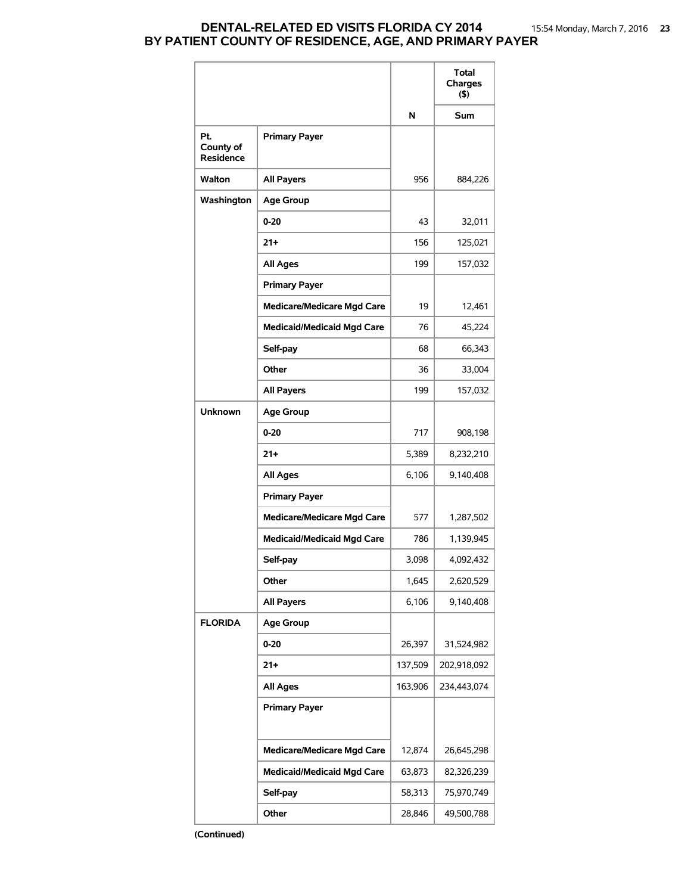# DENTAL-RELATED ED VISITS FLORIDA CY 2014
# BY PATIENT COUNTY OF RESIDENCE, AGE, AND PRIMARY PAYER

| | | | Total Charges ($) |
|---|---|---|---|
| | | N | Sum |
| Pt. County of Residence | Primary Payer | | |
| Walton | All Payers | 956 | 884,226 |
| Washington | Age Group | | |
| | 0-20 | 43 | 32,011 |
| | 21+ | 156 | 125,021 |
| | All Ages | 199 | 157,032 |
| | Primary Payer | | |
| | Medicare/Medicare Mgd Care | 19 | 12,461 |
| | Medicaid/Medicaid Mgd Care | 76 | 45,224 |
| | Self-pay | 68 | 66,343 |
| | Other | 36 | 33,004 |
| | All Payers | 199 | 157,032 |
| Unknown | Age Group | | |
| | 0-20 | 717 | 908,198 |
| | 21+ | 5,389 | 8,232,210 |
| | All Ages | 6,106 | 9,140,408 |
| | Primary Payer | | |
| | Medicare/Medicare Mgd Care | 577 | 1,287,502 |
| | Medicaid/Medicaid Mgd Care | 786 | 1,139,945 |
| | Self-pay | 3,098 | 4,092,432 |
| | Other | 1,645 | 2,620,529 |
| | All Payers | 6,106 | 9,140,408 |
| FLORIDA | Age Group | | |
| | 0-20 | 26,397 | 31,524,982 |
| | 21+ | 137,509 | 202,918,092 |
| | All Ages | 163,906 | 234,443,074 |
| | Primary Payer | | |
| | Medicare/Medicare Mgd Care | 12,874 | 26,645,298 |
| | Medicaid/Medicaid Mgd Care | 63,873 | 82,326,239 |
| | Self-pay | 58,313 | 75,970,749 |
| | Other | 28,846 | 49,500,788 |

**(Continued)**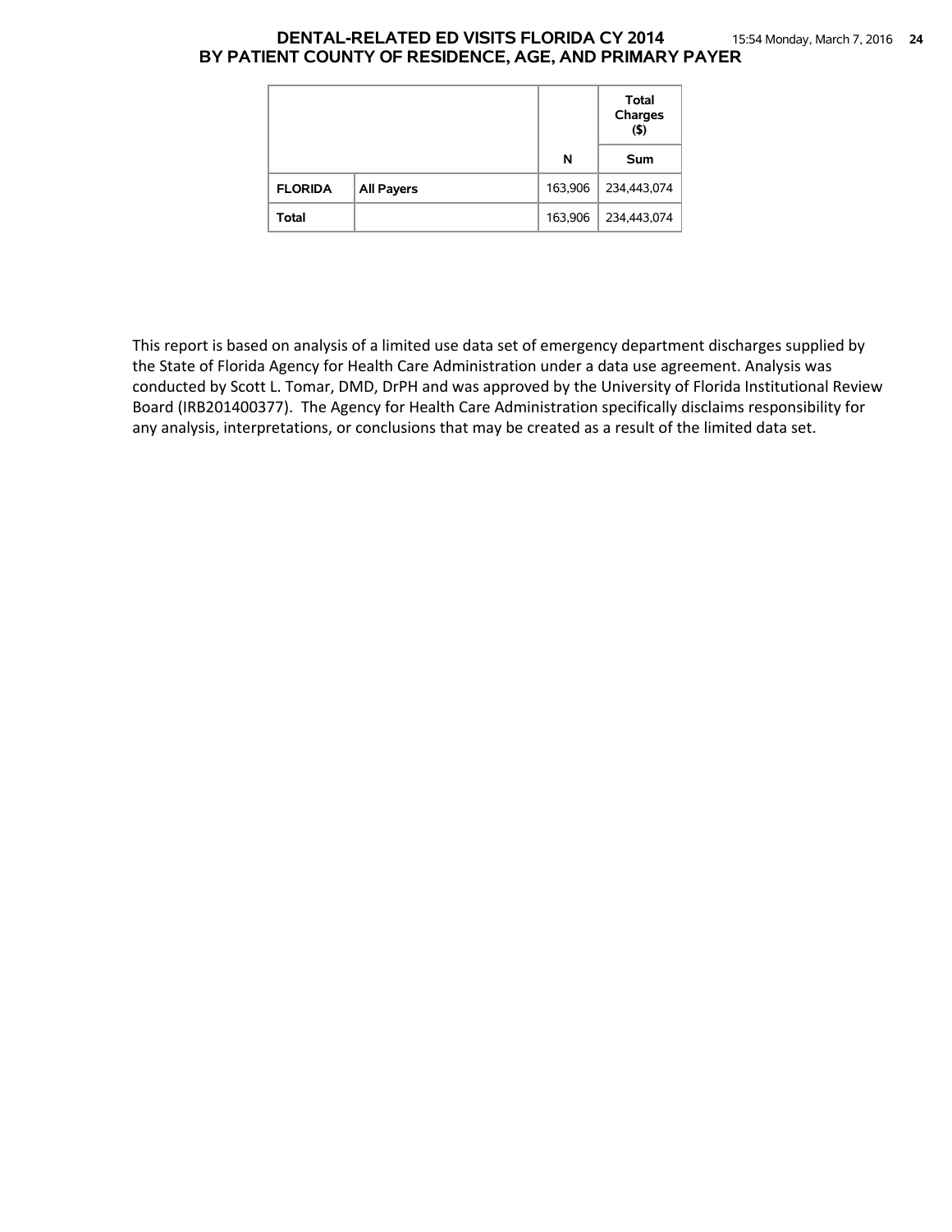# DENTAL-RELATED ED VISITS FLORIDA CY 2014
# BY PATIENT COUNTY OF RESIDENCE, AGE, AND PRIMARY PAYER

| | | | Total Charges ($) |
|---|---|---|---|
| | | N | Sum |
| FLORIDA | All Payers | 163,906 | 234,443,074 |
| Total | | 163,906 | 234,443,074 |

This report is based on analysis of a limited use data set of emergency department discharges supplied by the State of Florida Agency for Health Care Administration under a data use agreement. Analysis was conducted by Scott L. Tomar, DMD, DrPH and was approved by the University of Florida Institutional Review Board (IRB201400377). The Agency for Health Care Administration specifically disclaims responsibility for any analysis, interpretations, or conclusions that may be created as a result of the limited data set.